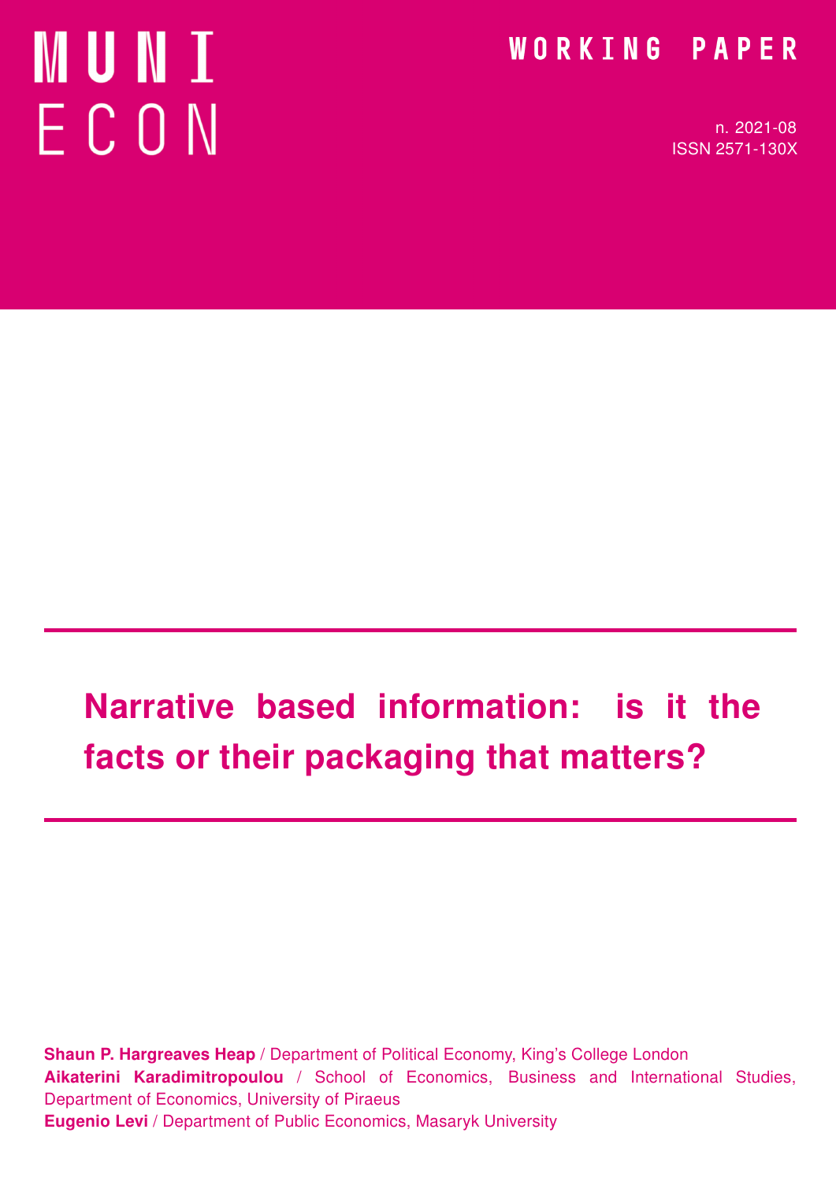MUNI ECON

WORKING PAPER

n. 2021-08
ISSN 2571-130X

# Narrative based information: is it the facts or their packaging that matters?

**Shaun P. Hargreaves Heap** / Department of Political Economy, King's College London
**Aikaterini Karadimitropoulou** / School of Economics, Business and International Studies, Department of Economics, University of Piraeus
**Eugenio Levi** / Department of Public Economics, Masaryk University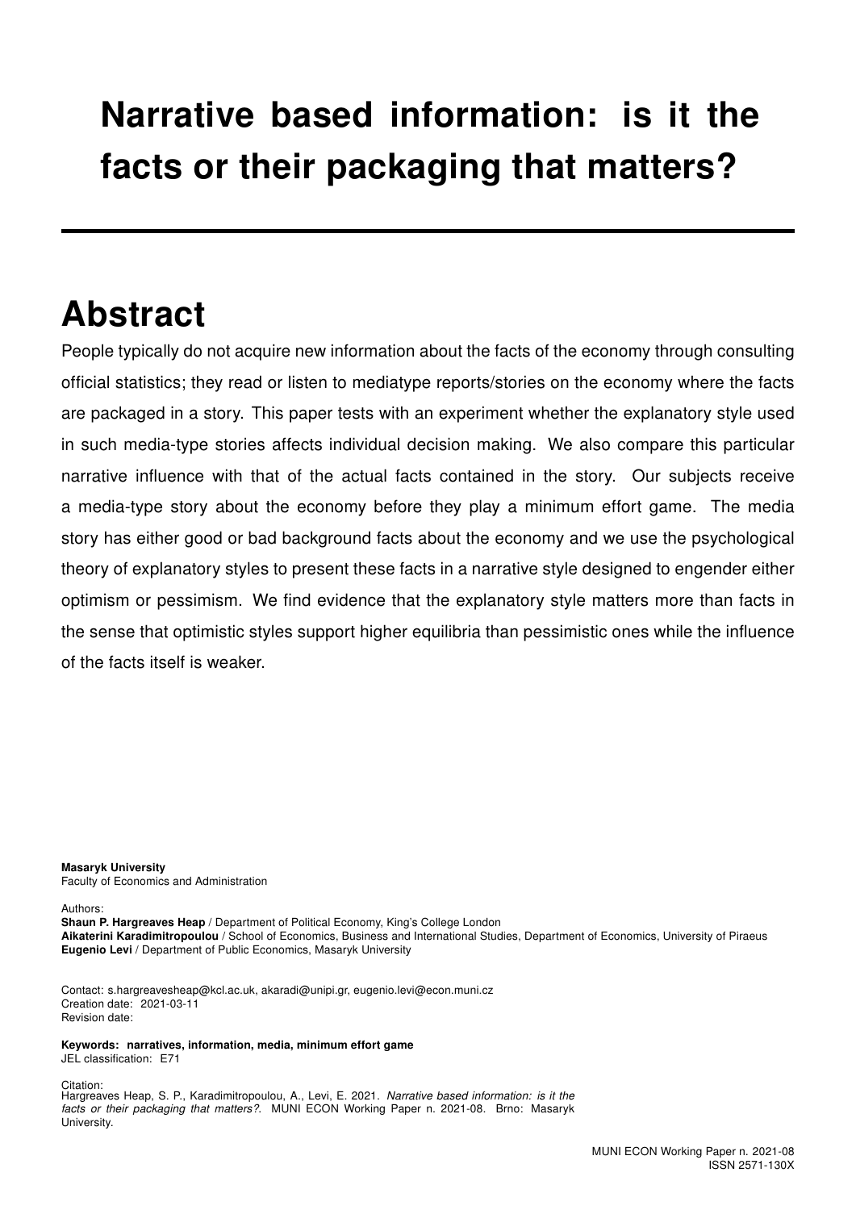# Narrative based information: is it the facts or their packaging that matters?

## Abstract

People typically do not acquire new information about the facts of the economy through consulting official statistics; they read or listen to mediatype reports/stories on the economy where the facts are packaged in a story. This paper tests with an experiment whether the explanatory style used in such media-type stories affects individual decision making. We also compare this particular narrative influence with that of the actual facts contained in the story. Our subjects receive a media-type story about the economy before they play a minimum effort game. The media story has either good or bad background facts about the economy and we use the psychological theory of explanatory styles to present these facts in a narrative style designed to engender either optimism or pessimism. We find evidence that the explanatory style matters more than facts in the sense that optimistic styles support higher equilibria than pessimistic ones while the influence of the facts itself is weaker.

**Masaryk University**
Faculty of Economics and Administration

Authors:
**Shaun P. Hargreaves Heap** / Department of Political Economy, King's College London
**Aikaterini Karadimitropoulou** / School of Economics, Business and International Studies, Department of Economics, University of Piraeus
**Eugenio Levi** / Department of Public Economics, Masaryk University

Contact: s.hargreavesheap@kcl.ac.uk, akaradi@unipi.gr, eugenio.levi@econ.muni.cz
Creation date: 2021-03-11
Revision date:

**Keywords: narratives, information, media, minimum effort game**
JEL classification: E71

Citation:
Hargreaves Heap, S. P., Karadimitropoulou, A., Levi, E. 2021. *Narrative based information: is it the facts or their packaging that matters?*. MUNI ECON Working Paper n. 2021-08. Brno: Masaryk University.

MUNI ECON Working Paper n. 2021-08
ISSN 2571-130X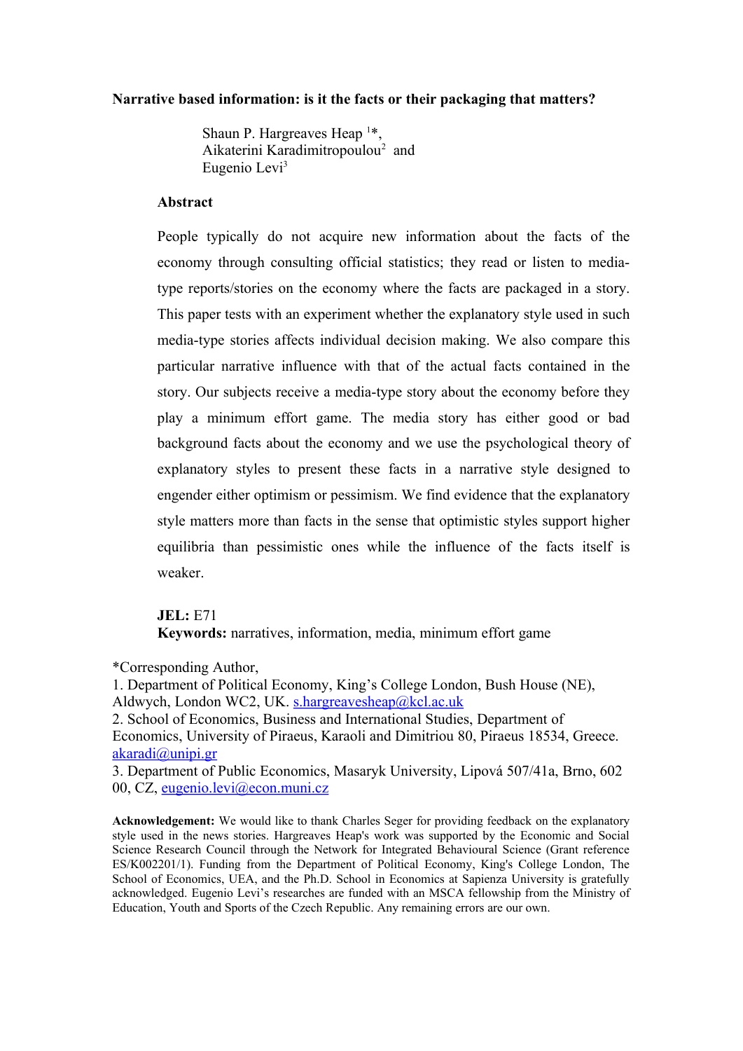**Narrative based information: is it the facts or their packaging that matters?**

Shaun P. Hargreaves Heap [1]*,
Aikaterini Karadimitropoulou[2] and
Eugenio Levi[3]

**Abstract**

People typically do not acquire new information about the facts of the economy through consulting official statistics; they read or listen to media-type reports/stories on the economy where the facts are packaged in a story. This paper tests with an experiment whether the explanatory style used in such media-type stories affects individual decision making. We also compare this particular narrative influence with that of the actual facts contained in the story. Our subjects receive a media-type story about the economy before they play a minimum effort game. The media story has either good or bad background facts about the economy and we use the psychological theory of explanatory styles to present these facts in a narrative style designed to engender either optimism or pessimism. We find evidence that the explanatory style matters more than facts in the sense that optimistic styles support higher equilibria than pessimistic ones while the influence of the facts itself is weaker.

**JEL:** E71
**Keywords:** narratives, information, media, minimum effort game

*Corresponding Author,
1. Department of Political Economy, King's College London, Bush House (NE), Aldwych, London WC2, UK. s.hargreavesheap@kcl.ac.uk
2. School of Economics, Business and International Studies, Department of Economics, University of Piraeus, Karaoli and Dimitriou 80, Piraeus 18534, Greece. akaradi@unipi.gr
3. Department of Public Economics, Masaryk University, Lipová 507/41a, Brno, 602 00, CZ, eugenio.levi@econ.muni.cz

**Acknowledgement:** We would like to thank Charles Seger for providing feedback on the explanatory style used in the news stories. Hargreaves Heap's work was supported by the Economic and Social Science Research Council through the Network for Integrated Behavioural Science (Grant reference ES/K002201/1). Funding from the Department of Political Economy, King's College London, The School of Economics, UEA, and the Ph.D. School in Economics at Sapienza University is gratefully acknowledged. Eugenio Levi's researches are funded with an MSCA fellowship from the Ministry of Education, Youth and Sports of the Czech Republic. Any remaining errors are our own.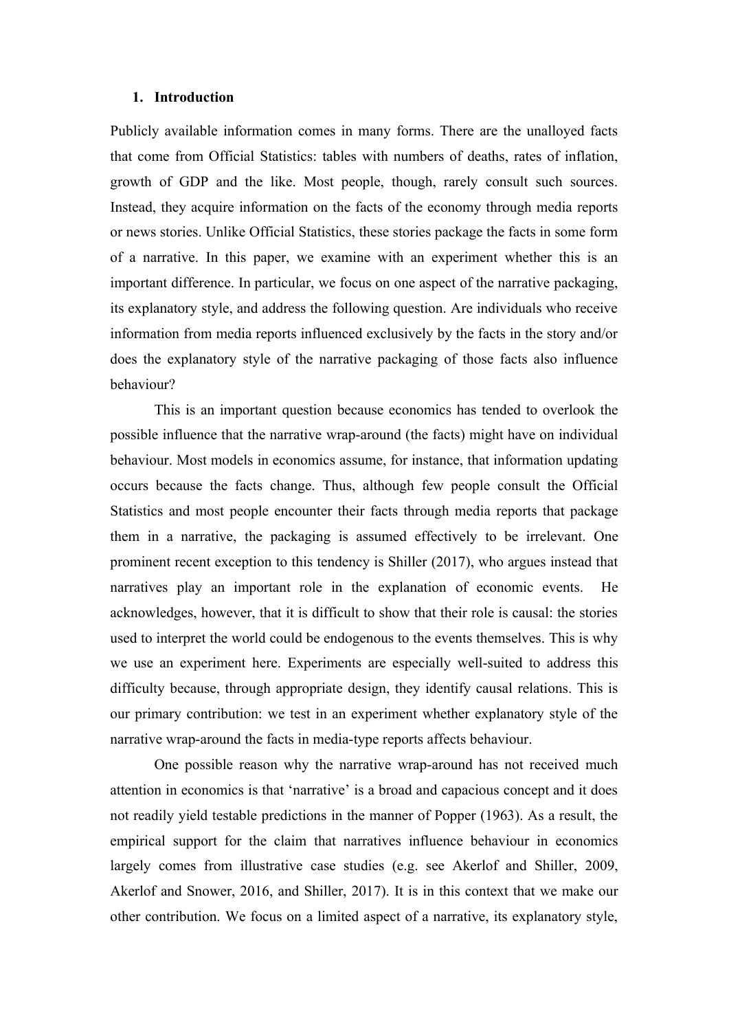## 1. Introduction

Publicly available information comes in many forms. There are the unalloyed facts that come from Official Statistics: tables with numbers of deaths, rates of inflation, growth of GDP and the like. Most people, though, rarely consult such sources. Instead, they acquire information on the facts of the economy through media reports or news stories. Unlike Official Statistics, these stories package the facts in some form of a narrative. In this paper, we examine with an experiment whether this is an important difference. In particular, we focus on one aspect of the narrative packaging, its explanatory style, and address the following question. Are individuals who receive information from media reports influenced exclusively by the facts in the story and/or does the explanatory style of the narrative packaging of those facts also influence behaviour?

This is an important question because economics has tended to overlook the possible influence that the narrative wrap-around (the facts) might have on individual behaviour. Most models in economics assume, for instance, that information updating occurs because the facts change. Thus, although few people consult the Official Statistics and most people encounter their facts through media reports that package them in a narrative, the packaging is assumed effectively to be irrelevant. One prominent recent exception to this tendency is Shiller (2017), who argues instead that narratives play an important role in the explanation of economic events. He acknowledges, however, that it is difficult to show that their role is causal: the stories used to interpret the world could be endogenous to the events themselves. This is why we use an experiment here. Experiments are especially well-suited to address this difficulty because, through appropriate design, they identify causal relations. This is our primary contribution: we test in an experiment whether explanatory style of the narrative wrap-around the facts in media-type reports affects behaviour.

One possible reason why the narrative wrap-around has not received much attention in economics is that 'narrative' is a broad and capacious concept and it does not readily yield testable predictions in the manner of Popper (1963). As a result, the empirical support for the claim that narratives influence behaviour in economics largely comes from illustrative case studies (e.g. see Akerlof and Shiller, 2009, Akerlof and Snower, 2016, and Shiller, 2017). It is in this context that we make our other contribution. We focus on a limited aspect of a narrative, its explanatory style,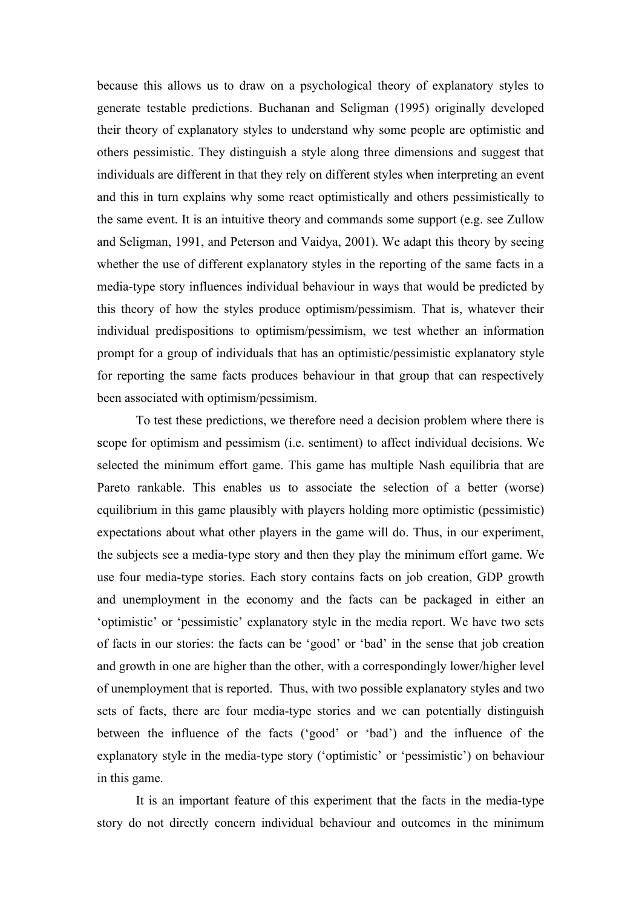because this allows us to draw on a psychological theory of explanatory styles to generate testable predictions. Buchanan and Seligman (1995) originally developed their theory of explanatory styles to understand why some people are optimistic and others pessimistic. They distinguish a style along three dimensions and suggest that individuals are different in that they rely on different styles when interpreting an event and this in turn explains why some react optimistically and others pessimistically to the same event. It is an intuitive theory and commands some support (e.g. see Zullow and Seligman, 1991, and Peterson and Vaidya, 2001). We adapt this theory by seeing whether the use of different explanatory styles in the reporting of the same facts in a media-type story influences individual behaviour in ways that would be predicted by this theory of how the styles produce optimism/pessimism. That is, whatever their individual predispositions to optimism/pessimism, we test whether an information prompt for a group of individuals that has an optimistic/pessimistic explanatory style for reporting the same facts produces behaviour in that group that can respectively been associated with optimism/pessimism.

To test these predictions, we therefore need a decision problem where there is scope for optimism and pessimism (i.e. sentiment) to affect individual decisions. We selected the minimum effort game. This game has multiple Nash equilibria that are Pareto rankable. This enables us to associate the selection of a better (worse) equilibrium in this game plausibly with players holding more optimistic (pessimistic) expectations about what other players in the game will do. Thus, in our experiment, the subjects see a media-type story and then they play the minimum effort game. We use four media-type stories. Each story contains facts on job creation, GDP growth and unemployment in the economy and the facts can be packaged in either an 'optimistic' or 'pessimistic' explanatory style in the media report. We have two sets of facts in our stories: the facts can be 'good' or 'bad' in the sense that job creation and growth in one are higher than the other, with a correspondingly lower/higher level of unemployment that is reported. Thus, with two possible explanatory styles and two sets of facts, there are four media-type stories and we can potentially distinguish between the influence of the facts ('good' or 'bad') and the influence of the explanatory style in the media-type story ('optimistic' or 'pessimistic') on behaviour in this game.

It is an important feature of this experiment that the facts in the media-type story do not directly concern individual behaviour and outcomes in the minimum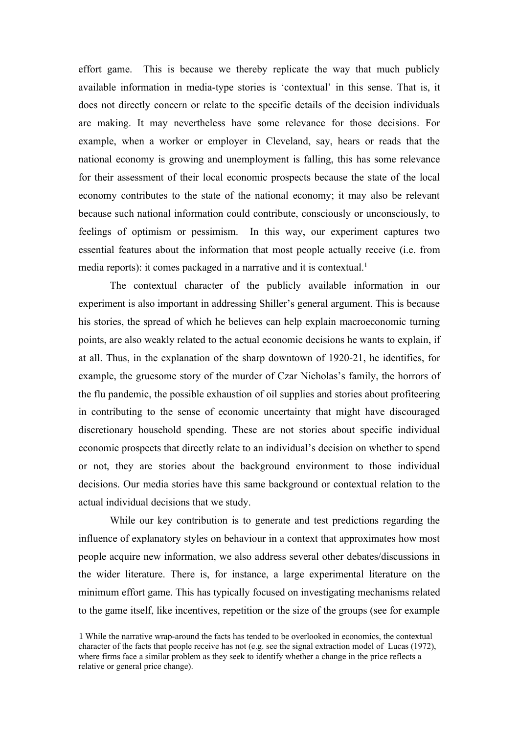effort game. This is because we thereby replicate the way that much publicly available information in media-type stories is 'contextual' in this sense. That is, it does not directly concern or relate to the specific details of the decision individuals are making. It may nevertheless have some relevance for those decisions. For example, when a worker or employer in Cleveland, say, hears or reads that the national economy is growing and unemployment is falling, this has some relevance for their assessment of their local economic prospects because the state of the local economy contributes to the state of the national economy; it may also be relevant because such national information could contribute, consciously or unconsciously, to feelings of optimism or pessimism. In this way, our experiment captures two essential features about the information that most people actually receive (i.e. from media reports): it comes packaged in a narrative and it is contextual.[1]

The contextual character of the publicly available information in our experiment is also important in addressing Shiller's general argument. This is because his stories, the spread of which he believes can help explain macroeconomic turning points, are also weakly related to the actual economic decisions he wants to explain, if at all. Thus, in the explanation of the sharp downtown of 1920-21, he identifies, for example, the gruesome story of the murder of Czar Nicholas's family, the horrors of the flu pandemic, the possible exhaustion of oil supplies and stories about profiteering in contributing to the sense of economic uncertainty that might have discouraged discretionary household spending. These are not stories about specific individual economic prospects that directly relate to an individual's decision on whether to spend or not, they are stories about the background environment to those individual decisions. Our media stories have this same background or contextual relation to the actual individual decisions that we study.

While our key contribution is to generate and test predictions regarding the influence of explanatory styles on behaviour in a context that approximates how most people acquire new information, we also address several other debates/discussions in the wider literature. There is, for instance, a large experimental literature on the minimum effort game. This has typically focused on investigating mechanisms related to the game itself, like incentives, repetition or the size of the groups (see for example

1 While the narrative wrap-around the facts has tended to be overlooked in economics, the contextual character of the facts that people receive has not (e.g. see the signal extraction model of Lucas (1972), where firms face a similar problem as they seek to identify whether a change in the price reflects a relative or general price change).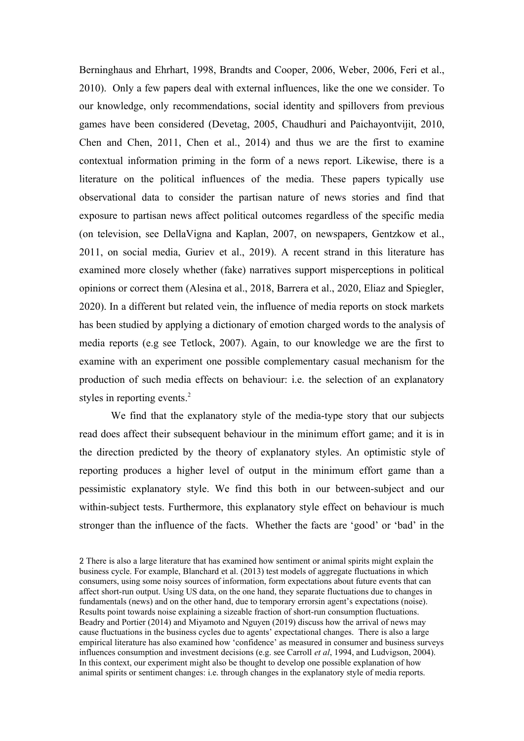Berninghaus and Ehrhart, 1998, Brandts and Cooper, 2006, Weber, 2006, Feri et al., 2010). Only a few papers deal with external influences, like the one we consider. To our knowledge, only recommendations, social identity and spillovers from previous games have been considered (Devetag, 2005, Chaudhuri and Paichayontvijit, 2010, Chen and Chen, 2011, Chen et al., 2014) and thus we are the first to examine contextual information priming in the form of a news report. Likewise, there is a literature on the political influences of the media. These papers typically use observational data to consider the partisan nature of news stories and find that exposure to partisan news affect political outcomes regardless of the specific media (on television, see DellaVigna and Kaplan, 2007, on newspapers, Gentzkow et al., 2011, on social media, Guriev et al., 2019). A recent strand in this literature has examined more closely whether (fake) narratives support misperceptions in political opinions or correct them (Alesina et al., 2018, Barrera et al., 2020, Eliaz and Spiegler, 2020). In a different but related vein, the influence of media reports on stock markets has been studied by applying a dictionary of emotion charged words to the analysis of media reports (e.g see Tetlock, 2007). Again, to our knowledge we are the first to examine with an experiment one possible complementary casual mechanism for the production of such media effects on behaviour: i.e. the selection of an explanatory styles in reporting events.[2]

We find that the explanatory style of the media-type story that our subjects read does affect their subsequent behaviour in the minimum effort game; and it is in the direction predicted by the theory of explanatory styles. An optimistic style of reporting produces a higher level of output in the minimum effort game than a pessimistic explanatory style. We find this both in our between-subject and our within-subject tests. Furthermore, this explanatory style effect on behaviour is much stronger than the influence of the facts. Whether the facts are 'good' or 'bad' in the

2 There is also a large literature that has examined how sentiment or animal spirits might explain the business cycle. For example, Blanchard et al. (2013) test models of aggregate fluctuations in which consumers, using some noisy sources of information, form expectations about future events that can affect short-run output. Using US data, on the one hand, they separate fluctuations due to changes in fundamentals (news) and on the other hand, due to temporary errorsin agent's expectations (noise). Results point towards noise explaining a sizeable fraction of short-run consumption fluctuations. Beadry and Portier (2014) and Miyamoto and Nguyen (2019) discuss how the arrival of news may cause fluctuations in the business cycles due to agents' expectational changes. There is also a large empirical literature has also examined how 'confidence' as measured in consumer and business surveys influences consumption and investment decisions (e.g. see Carroll *et al*, 1994, and Ludvigson, 2004). In this context, our experiment might also be thought to develop one possible explanation of how animal spirits or sentiment changes: i.e. through changes in the explanatory style of media reports.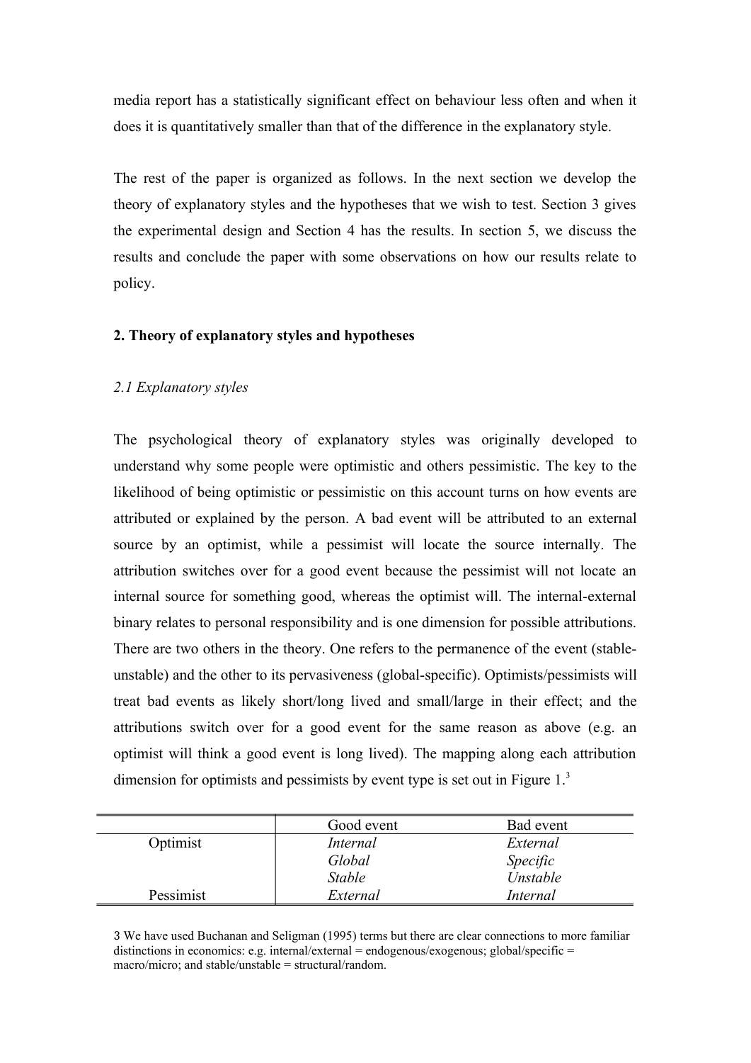media report has a statistically significant effect on behaviour less often and when it does it is quantitatively smaller than that of the difference in the explanatory style.

The rest of the paper is organized as follows. In the next section we develop the theory of explanatory styles and the hypotheses that we wish to test. Section 3 gives the experimental design and Section 4 has the results. In section 5, we discuss the results and conclude the paper with some observations on how our results relate to policy.

## 2. Theory of explanatory styles and hypotheses

### *2.1 Explanatory styles*

The psychological theory of explanatory styles was originally developed to understand why some people were optimistic and others pessimistic. The key to the likelihood of being optimistic or pessimistic on this account turns on how events are attributed or explained by the person. A bad event will be attributed to an external source by an optimist, while a pessimist will locate the source internally. The attribution switches over for a good event because the pessimist will not locate an internal source for something good, whereas the optimist will. The internal-external binary relates to personal responsibility and is one dimension for possible attributions. There are two others in the theory. One refers to the permanence of the event (stable-unstable) and the other to its pervasiveness (global-specific). Optimists/pessimists will treat bad events as likely short/long lived and small/large in their effect; and the attributions switch over for a good event for the same reason as above (e.g. an optimist will think a good event is long lived). The mapping along each attribution dimension for optimists and pessimists by event type is set out in Figure 1.[3]

| | Good event | Bad event |
|---|---|---|
| Optimist | *Internal* | *External* |
| | *Global* | *Specific* |
| | *Stable* | *Unstable* |
| Pessimist | *External* | *Internal* |

3 We have used Buchanan and Seligman (1995) terms but there are clear connections to more familiar distinctions in economics: e.g. internal/external = endogenous/exogenous; global/specific = macro/micro; and stable/unstable = structural/random.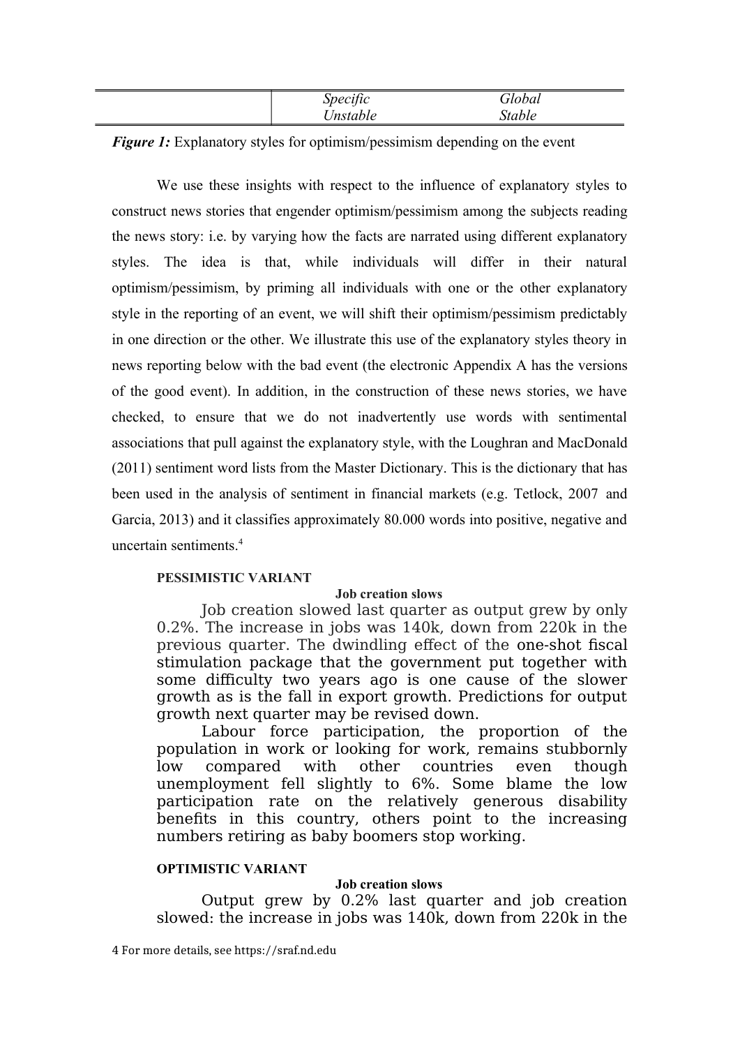| | *Specific* | *Global* |
|---|---|---|
| | *Unstable* | *Stable* |

***Figure 1:*** Explanatory styles for optimism/pessimism depending on the event

We use these insights with respect to the influence of explanatory styles to construct news stories that engender optimism/pessimism among the subjects reading the news story: i.e. by varying how the facts are narrated using different explanatory styles. The idea is that, while individuals will differ in their natural optimism/pessimism, by priming all individuals with one or the other explanatory style in the reporting of an event, we will shift their optimism/pessimism predictably in one direction or the other. We illustrate this use of the explanatory styles theory in news reporting below with the bad event (the electronic Appendix A has the versions of the good event). In addition, in the construction of these news stories, we have checked, to ensure that we do not inadvertently use words with sentimental associations that pull against the explanatory style, with the Loughran and MacDonald (2011) sentiment word lists from the Master Dictionary. This is the dictionary that has been used in the analysis of sentiment in financial markets (e.g. Tetlock, 2007 and Garcia, 2013) and it classifies approximately 80.000 words into positive, negative and uncertain sentiments.[4]

**PESSIMISTIC VARIANT**

**Job creation slows**

Job creation slowed last quarter as output grew by only 0.2%. The increase in jobs was 140k, down from 220k in the previous quarter. The dwindling effect of the one-shot fiscal stimulation package that the government put together with some difficulty two years ago is one cause of the slower growth as is the fall in export growth. Predictions for output growth next quarter may be revised down.

Labour force participation, the proportion of the population in work or looking for work, remains stubbornly low compared with other countries even though unemployment fell slightly to 6%. Some blame the low participation rate on the relatively generous disability benefits in this country, others point to the increasing numbers retiring as baby boomers stop working.

**OPTIMISTIC VARIANT**

**Job creation slows**

Output grew by 0.2% last quarter and job creation slowed: the increase in jobs was 140k, down from 220k in the

4 For more details, see https://sraf.nd.edu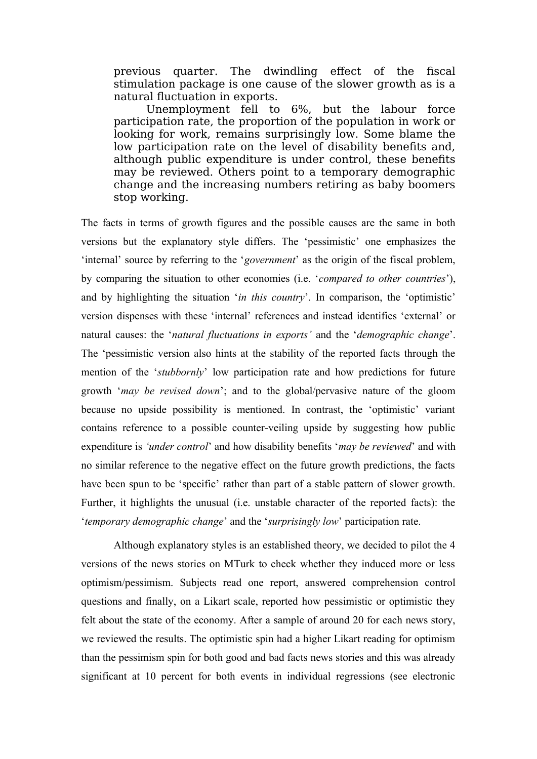> previous quarter. The dwindling effect of the fiscal stimulation package is one cause of the slower growth as is a natural fluctuation in exports.
>
> Unemployment fell to 6%, but the labour force participation rate, the proportion of the population in work or looking for work, remains surprisingly low. Some blame the low participation rate on the level of disability benefits and, although public expenditure is under control, these benefits may be reviewed. Others point to a temporary demographic change and the increasing numbers retiring as baby boomers stop working.

The facts in terms of growth figures and the possible causes are the same in both versions but the explanatory style differs. The 'pessimistic' one emphasizes the 'internal' source by referring to the '*government*' as the origin of the fiscal problem, by comparing the situation to other economies (i.e. '*compared to other countries*'), and by highlighting the situation '*in this country*'. In comparison, the 'optimistic' version dispenses with these 'internal' references and instead identifies 'external' or natural causes: the '*natural fluctuations in exports'* and the '*demographic change*'. The 'pessimistic version also hints at the stability of the reported facts through the mention of the '*stubbornly*' low participation rate and how predictions for future growth '*may be revised down*'; and to the global/pervasive nature of the gloom because no upside possibility is mentioned. In contrast, the 'optimistic' variant contains reference to a possible counter-veiling upside by suggesting how public expenditure is *'under control*' and how disability benefits '*may be reviewed*' and with no similar reference to the negative effect on the future growth predictions, the facts have been spun to be 'specific' rather than part of a stable pattern of slower growth. Further, it highlights the unusual (i.e. unstable character of the reported facts): the '*temporary demographic change*' and the '*surprisingly low*' participation rate.

Although explanatory styles is an established theory, we decided to pilot the 4 versions of the news stories on MTurk to check whether they induced more or less optimism/pessimism. Subjects read one report, answered comprehension control questions and finally, on a Likart scale, reported how pessimistic or optimistic they felt about the state of the economy. After a sample of around 20 for each news story, we reviewed the results. The optimistic spin had a higher Likart reading for optimism than the pessimism spin for both good and bad facts news stories and this was already significant at 10 percent for both events in individual regressions (see electronic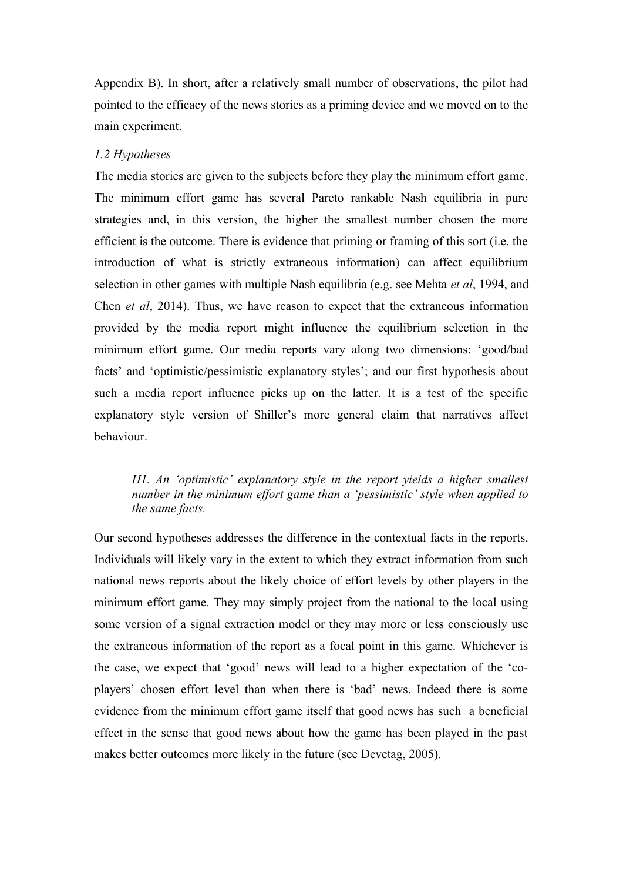Appendix B). In short, after a relatively small number of observations, the pilot had pointed to the efficacy of the news stories as a priming device and we moved on to the main experiment.

### *1.2 Hypotheses*

The media stories are given to the subjects before they play the minimum effort game. The minimum effort game has several Pareto rankable Nash equilibria in pure strategies and, in this version, the higher the smallest number chosen the more efficient is the outcome. There is evidence that priming or framing of this sort (i.e. the introduction of what is strictly extraneous information) can affect equilibrium selection in other games with multiple Nash equilibria (e.g. see Mehta *et al*, 1994, and Chen *et al*, 2014). Thus, we have reason to expect that the extraneous information provided by the media report might influence the equilibrium selection in the minimum effort game. Our media reports vary along two dimensions: 'good/bad facts' and 'optimistic/pessimistic explanatory styles'; and our first hypothesis about such a media report influence picks up on the latter. It is a test of the specific explanatory style version of Shiller's more general claim that narratives affect behaviour.

> *H1. An 'optimistic' explanatory style in the report yields a higher smallest number in the minimum effort game than a 'pessimistic' style when applied to the same facts.*

Our second hypotheses addresses the difference in the contextual facts in the reports. Individuals will likely vary in the extent to which they extract information from such national news reports about the likely choice of effort levels by other players in the minimum effort game. They may simply project from the national to the local using some version of a signal extraction model or they may more or less consciously use the extraneous information of the report as a focal point in this game. Whichever is the case, we expect that 'good' news will lead to a higher expectation of the 'co-players' chosen effort level than when there is 'bad' news. Indeed there is some evidence from the minimum effort game itself that good news has such a beneficial effect in the sense that good news about how the game has been played in the past makes better outcomes more likely in the future (see Devetag, 2005).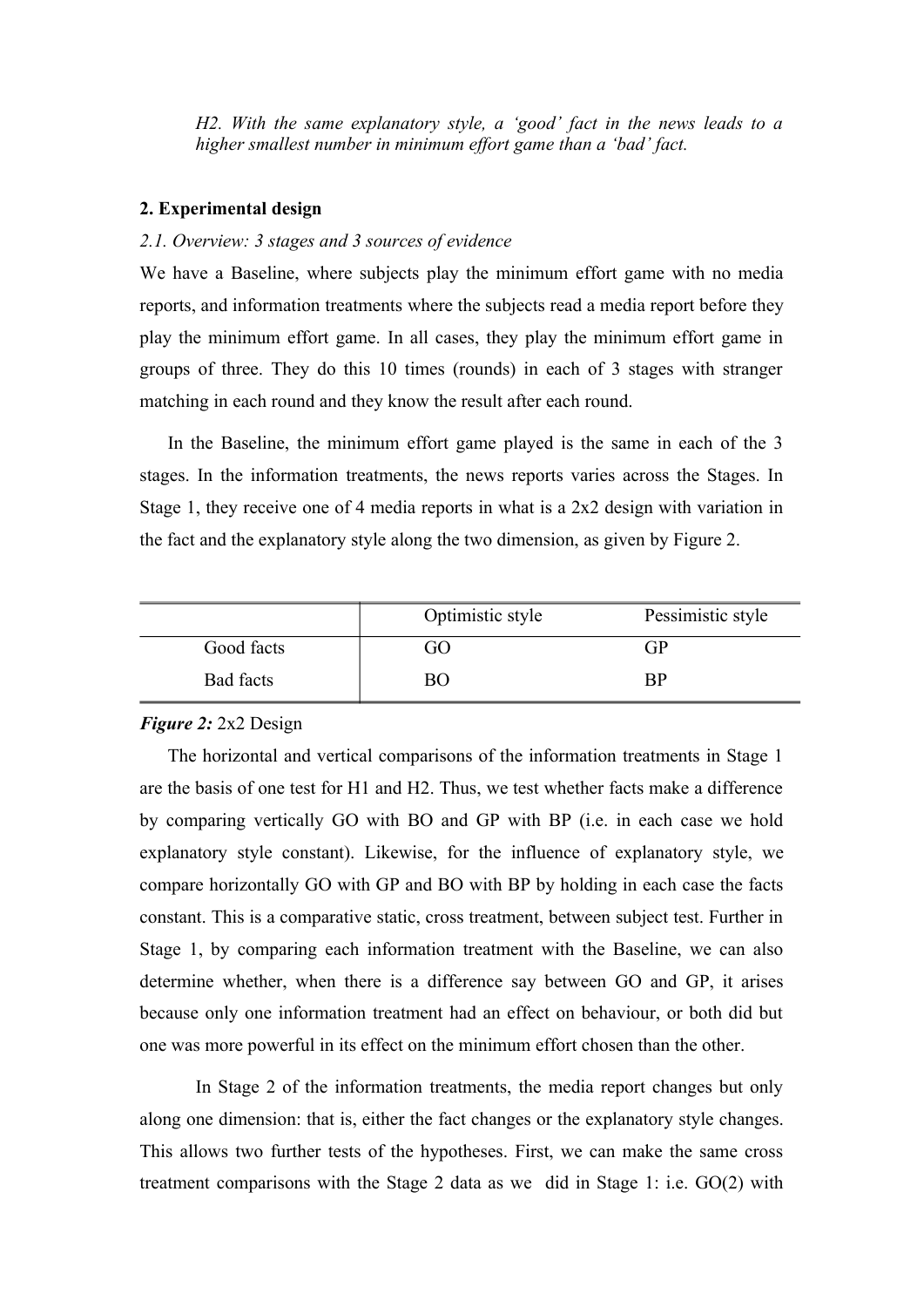*H2. With the same explanatory style, a 'good' fact in the news leads to a higher smallest number in minimum effort game than a 'bad' fact.*

## 2. Experimental design

### *2.1. Overview: 3 stages and 3 sources of evidence*

We have a Baseline, where subjects play the minimum effort game with no media reports, and information treatments where the subjects read a media report before they play the minimum effort game. In all cases, they play the minimum effort game in groups of three. They do this 10 times (rounds) in each of 3 stages with stranger matching in each round and they know the result after each round.

In the Baseline, the minimum effort game played is the same in each of the 3 stages. In the information treatments, the news reports varies across the Stages. In Stage 1, they receive one of 4 media reports in what is a 2x2 design with variation in the fact and the explanatory style along the two dimension, as given by Figure 2.

| | Optimistic style | Pessimistic style |
|---|---|---|
| Good facts | GO | GP |
| Bad facts | BO | BP |

***Figure 2:*** 2x2 Design

The horizontal and vertical comparisons of the information treatments in Stage 1 are the basis of one test for H1 and H2. Thus, we test whether facts make a difference by comparing vertically GO with BO and GP with BP (i.e. in each case we hold explanatory style constant). Likewise, for the influence of explanatory style, we compare horizontally GO with GP and BO with BP by holding in each case the facts constant. This is a comparative static, cross treatment, between subject test. Further in Stage 1, by comparing each information treatment with the Baseline, we can also determine whether, when there is a difference say between GO and GP, it arises because only one information treatment had an effect on behaviour, or both did but one was more powerful in its effect on the minimum effort chosen than the other.

In Stage 2 of the information treatments, the media report changes but only along one dimension: that is, either the fact changes or the explanatory style changes. This allows two further tests of the hypotheses. First, we can make the same cross treatment comparisons with the Stage 2 data as we did in Stage 1: i.e. GO(2) with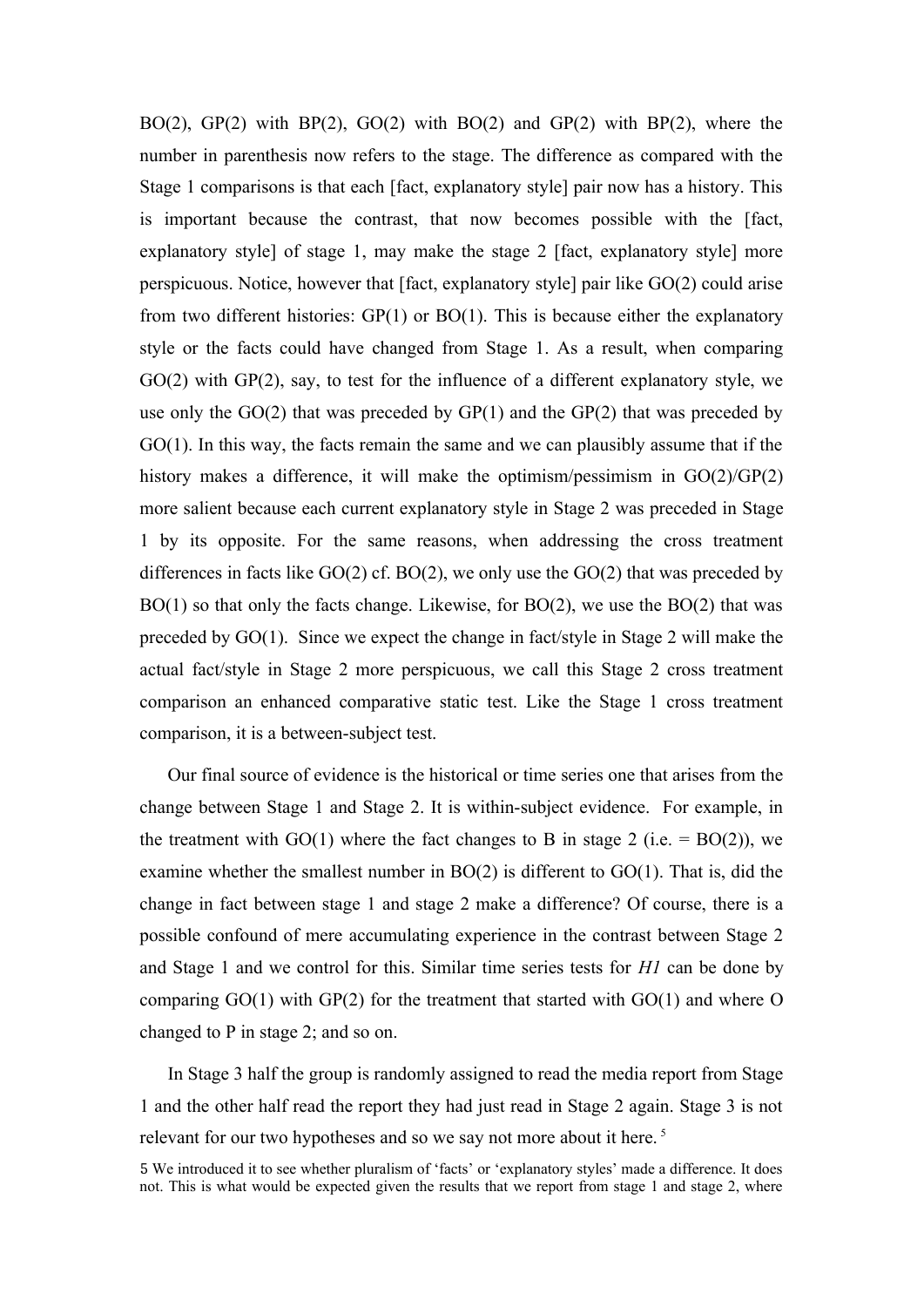BO(2), GP(2) with BP(2), GO(2) with BO(2) and GP(2) with BP(2), where the number in parenthesis now refers to the stage. The difference as compared with the Stage 1 comparisons is that each [fact, explanatory style] pair now has a history. This is important because the contrast, that now becomes possible with the [fact, explanatory style] of stage 1, may make the stage 2 [fact, explanatory style] more perspicuous. Notice, however that [fact, explanatory style] pair like GO(2) could arise from two different histories: GP(1) or BO(1). This is because either the explanatory style or the facts could have changed from Stage 1. As a result, when comparing GO(2) with GP(2), say, to test for the influence of a different explanatory style, we use only the GO(2) that was preceded by GP(1) and the GP(2) that was preceded by GO(1). In this way, the facts remain the same and we can plausibly assume that if the history makes a difference, it will make the optimism/pessimism in GO(2)/GP(2) more salient because each current explanatory style in Stage 2 was preceded in Stage 1 by its opposite. For the same reasons, when addressing the cross treatment differences in facts like GO(2) cf. BO(2), we only use the GO(2) that was preceded by BO(1) so that only the facts change. Likewise, for BO(2), we use the BO(2) that was preceded by GO(1). Since we expect the change in fact/style in Stage 2 will make the actual fact/style in Stage 2 more perspicuous, we call this Stage 2 cross treatment comparison an enhanced comparative static test. Like the Stage 1 cross treatment comparison, it is a between-subject test.

Our final source of evidence is the historical or time series one that arises from the change between Stage 1 and Stage 2. It is within-subject evidence. For example, in the treatment with GO(1) where the fact changes to B in stage 2 (i.e. = BO(2)), we examine whether the smallest number in BO(2) is different to GO(1). That is, did the change in fact between stage 1 and stage 2 make a difference? Of course, there is a possible confound of mere accumulating experience in the contrast between Stage 2 and Stage 1 and we control for this. Similar time series tests for *H1* can be done by comparing GO(1) with GP(2) for the treatment that started with GO(1) and where O changed to P in stage 2; and so on.

In Stage 3 half the group is randomly assigned to read the media report from Stage 1 and the other half read the report they had just read in Stage 2 again. Stage 3 is not relevant for our two hypotheses and so we say not more about it here. [5]

5 We introduced it to see whether pluralism of 'facts' or 'explanatory styles' made a difference. It does not. This is what would be expected given the results that we report from stage 1 and stage 2, where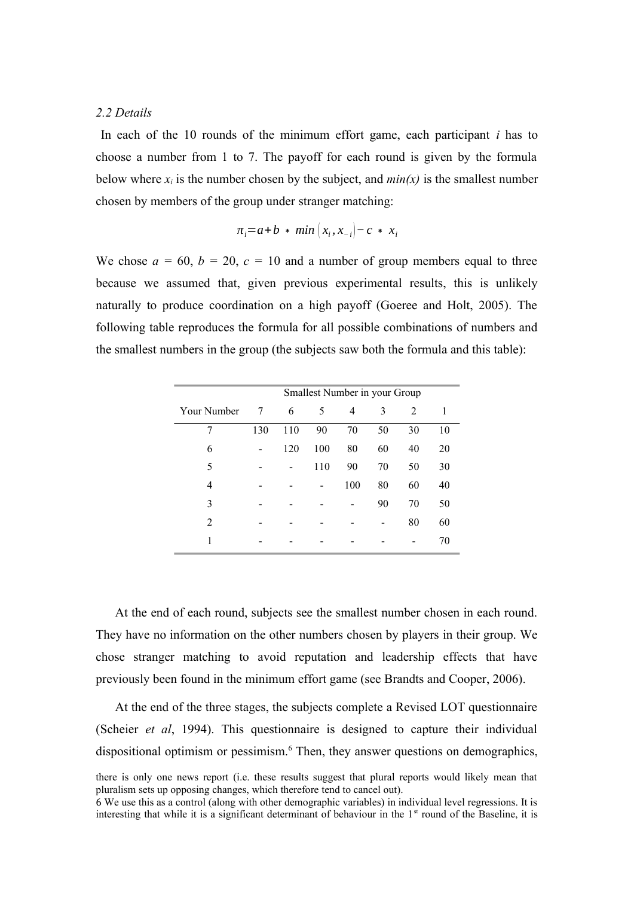*2.2 Details*

In each of the 10 rounds of the minimum effort game, each participant *i* has to choose a number from 1 to 7. The payoff for each round is given by the formula below where $x_i$ is the number chosen by the subject, and *min(x)* is the smallest number chosen by members of the group under stranger matching:

$$\pi_i = a + b * min(x_i, x_{-i}) - c * x_i$$

We chose $a$ = 60, $b$ = 20, $c$ = 10 and a number of group members equal to three because we assumed that, given previous experimental results, this is unlikely naturally to produce coordination on a high payoff (Goeree and Holt, 2005). The following table reproduces the formula for all possible combinations of numbers and the smallest numbers in the group (the subjects saw both the formula and this table):

| | Smallest Number in your Group | | | | | | |
|---|---|---|---|---|---|---|---|
| Your Number | 7 | 6 | 5 | 4 | 3 | 2 | 1 |
| 7 | 130 | 110 | 90 | 70 | 50 | 30 | 10 |
| 6 | - | 120 | 100 | 80 | 60 | 40 | 20 |
| 5 | - | - | 110 | 90 | 70 | 50 | 30 |
| 4 | - | - | - | 100 | 80 | 60 | 40 |
| 3 | - | - | - | - | 90 | 70 | 50 |
| 2 | - | - | - | - | - | 80 | 60 |
| 1 | - | - | - | - | - | - | 70 |

At the end of each round, subjects see the smallest number chosen in each round. They have no information on the other numbers chosen by players in their group. We chose stranger matching to avoid reputation and leadership effects that have previously been found in the minimum effort game (see Brandts and Cooper, 2006).

At the end of the three stages, the subjects complete a Revised LOT questionnaire (Scheier *et al*, 1994). This questionnaire is designed to capture their individual dispositional optimism or pessimism.[6] Then, they answer questions on demographics,

there is only one news report (i.e. these results suggest that plural reports would likely mean that pluralism sets up opposing changes, which therefore tend to cancel out).

6 We use this as a control (along with other demographic variables) in individual level regressions. It is interesting that while it is a significant determinant of behaviour in the 1st round of the Baseline, it is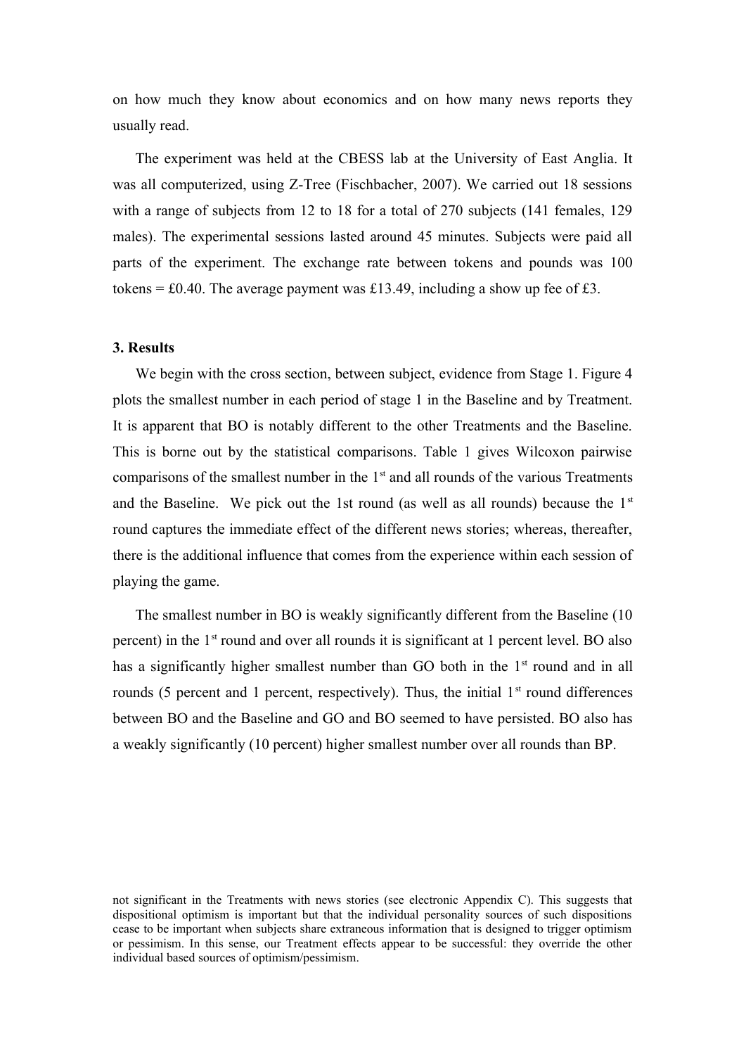on how much they know about economics and on how many news reports they usually read.

The experiment was held at the CBESS lab at the University of East Anglia. It was all computerized, using Z-Tree (Fischbacher, 2007). We carried out 18 sessions with a range of subjects from 12 to 18 for a total of 270 subjects (141 females, 129 males). The experimental sessions lasted around 45 minutes. Subjects were paid all parts of the experiment. The exchange rate between tokens and pounds was 100 tokens = £0.40. The average payment was £13.49, including a show up fee of £3.

### 3. Results

We begin with the cross section, between subject, evidence from Stage 1. Figure 4 plots the smallest number in each period of stage 1 in the Baseline and by Treatment. It is apparent that BO is notably different to the other Treatments and the Baseline. This is borne out by the statistical comparisons. Table 1 gives Wilcoxon pairwise comparisons of the smallest number in the 1st and all rounds of the various Treatments and the Baseline. We pick out the 1st round (as well as all rounds) because the 1st round captures the immediate effect of the different news stories; whereas, thereafter, there is the additional influence that comes from the experience within each session of playing the game.

The smallest number in BO is weakly significantly different from the Baseline (10 percent) in the 1st round and over all rounds it is significant at 1 percent level. BO also has a significantly higher smallest number than GO both in the 1st round and in all rounds (5 percent and 1 percent, respectively). Thus, the initial 1st round differences between BO and the Baseline and GO and BO seemed to have persisted. BO also has a weakly significantly (10 percent) higher smallest number over all rounds than BP.

not significant in the Treatments with news stories (see electronic Appendix C). This suggests that dispositional optimism is important but that the individual personality sources of such dispositions cease to be important when subjects share extraneous information that is designed to trigger optimism or pessimism. In this sense, our Treatment effects appear to be successful: they override the other individual based sources of optimism/pessimism.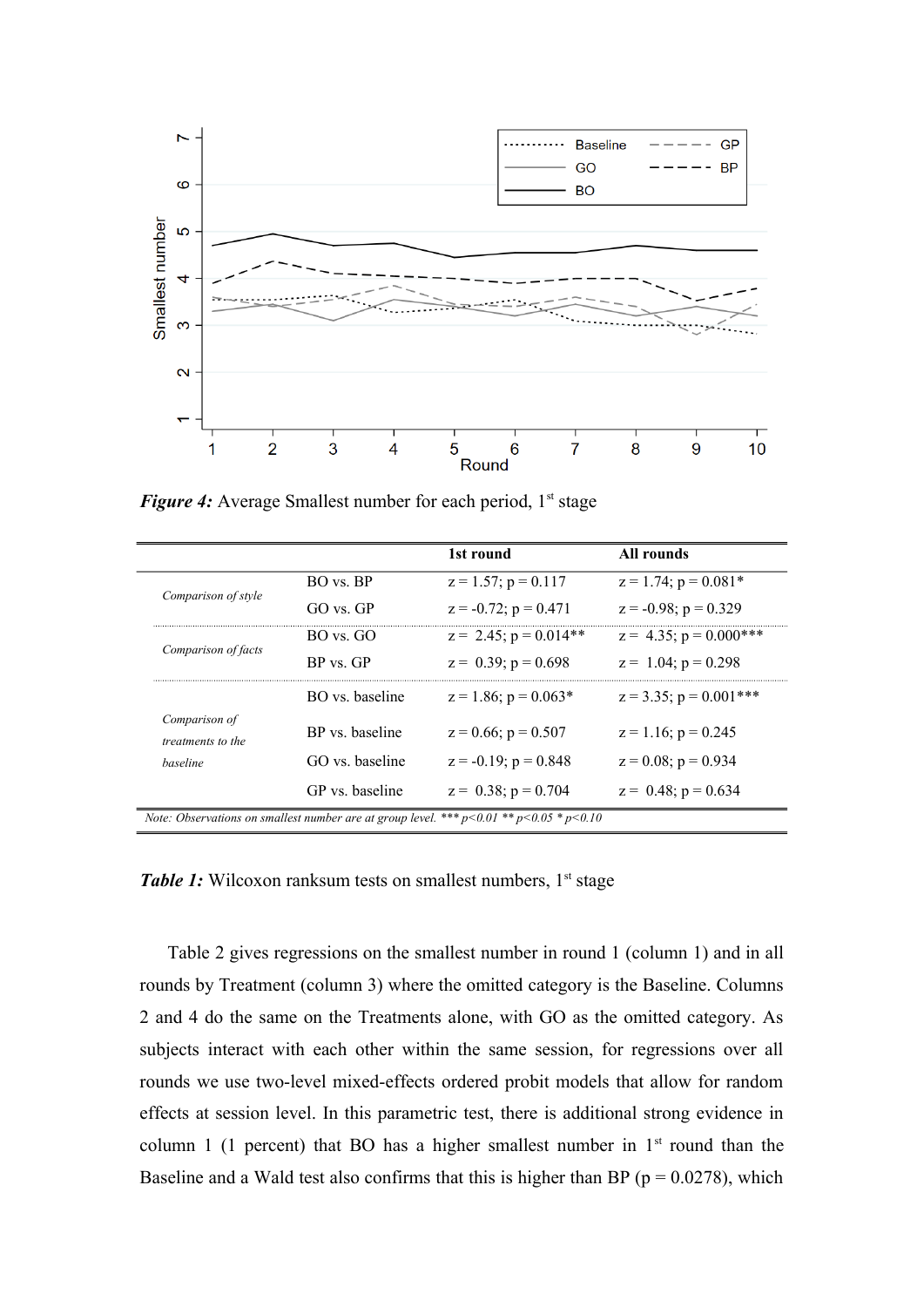*Figure 4:* Average Smallest number for each period, 1[st] stage

| | | 1st round | All rounds |
|---|---|---|---|
| *Comparison of style* | BO vs. BP | z = 1.57; p = 0.117 | z = 1.74; p = 0.081* |
| | GO vs. GP | z = -0.72; p = 0.471 | z = -0.98; p = 0.329 |
| *Comparison of facts* | BO vs. GO | z = 2.45; p = 0.014** | z = 4.35; p = 0.000*** |
| | BP vs. GP | z = 0.39; p = 0.698 | z = 1.04; p = 0.298 |
| *Comparison of treatments to the baseline* | BO vs. baseline | z = 1.86; p = 0.063* | z = 3.35; p = 0.001*** |
| | BP vs. baseline | z = 0.66; p = 0.507 | z = 1.16; p = 0.245 |
| | GO vs. baseline | z = -0.19; p = 0.848 | z = 0.08; p = 0.934 |
| | GP vs. baseline | z = 0.38; p = 0.704 | z = 0.48; p = 0.634 |

*Note: Observations on smallest number are at group level. *** p<0.01 ** p<0.05 * p<0.10*

*Table 1:* Wilcoxon ranksum tests on smallest numbers, 1[st] stage

Table 2 gives regressions on the smallest number in round 1 (column 1) and in all rounds by Treatment (column 3) where the omitted category is the Baseline. Columns 2 and 4 do the same on the Treatments alone, with GO as the omitted category. As subjects interact with each other within the same session, for regressions over all rounds we use two-level mixed-effects ordered probit models that allow for random effects at session level. In this parametric test, there is additional strong evidence in column 1 (1 percent) that BO has a higher smallest number in 1[st] round than the Baseline and a Wald test also confirms that this is higher than BP (p = 0.0278), which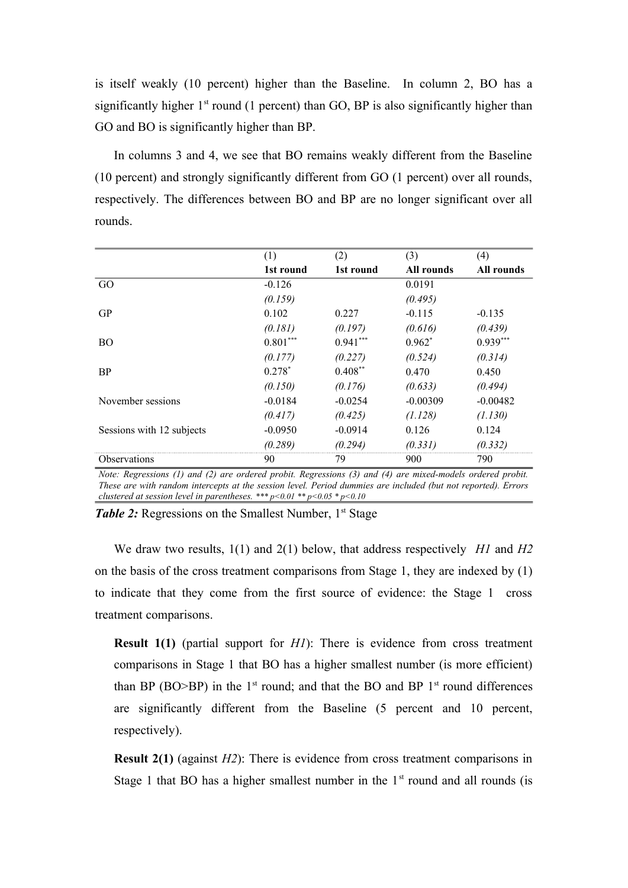is itself weakly (10 percent) higher than the Baseline. In column 2, BO has a significantly higher 1st round (1 percent) than GO, BP is also significantly higher than GO and BO is significantly higher than BP.

In columns 3 and 4, we see that BO remains weakly different from the Baseline (10 percent) and strongly significantly different from GO (1 percent) over all rounds, respectively. The differences between BO and BP are no longer significant over all rounds.

| | (1) | (2) | (3) | (4) |
|---|---|---|---|---|
| | **1st round** | **1st round** | **All rounds** | **All rounds** |
| GO | -0.126 | | 0.0191 | |
| | *(0.159)* | | *(0.495)* | |
| GP | 0.102 | 0.227 | -0.115 | -0.135 |
| | *(0.181)* | *(0.197)* | *(0.616)* | *(0.439)* |
| BO | 0.801*** | 0.941*** | 0.962* | 0.939*** |
| | *(0.177)* | *(0.227)* | *(0.524)* | *(0.314)* |
| BP | 0.278* | 0.408** | 0.470 | 0.450 |
| | *(0.150)* | *(0.176)* | *(0.633)* | *(0.494)* |
| November sessions | -0.0184 | -0.0254 | -0.00309 | -0.00482 |
| | *(0.417)* | *(0.425)* | *(1.128)* | *(1.130)* |
| Sessions with 12 subjects | -0.0950 | -0.0914 | 0.126 | 0.124 |
| | *(0.289)* | *(0.294)* | *(0.331)* | *(0.332)* |
| Observations | 90 | 79 | 900 | 790 |

*Note: Regressions (1) and (2) are ordered probit. Regressions (3) and (4) are mixed-models ordered probit. These are with random intercepts at the session level. Period dummies are included (but not reported). Errors clustered at session level in parentheses. *** p<0.01 ** p<0.05 * p<0.10*

***Table 2:*** Regressions on the Smallest Number, 1st Stage

We draw two results, 1(1) and 2(1) below, that address respectively *H1* and *H2* on the basis of the cross treatment comparisons from Stage 1, they are indexed by (1) to indicate that they come from the first source of evidence: the Stage 1 cross treatment comparisons.

> **Result 1(1)** (partial support for *H1*): There is evidence from cross treatment comparisons in Stage 1 that BO has a higher smallest number (is more efficient) than BP (BO>BP) in the 1st round; and that the BO and BP 1st round differences are significantly different from the Baseline (5 percent and 10 percent, respectively).

> **Result 2(1)** (against *H2*): There is evidence from cross treatment comparisons in Stage 1 that BO has a higher smallest number in the 1st round and all rounds (is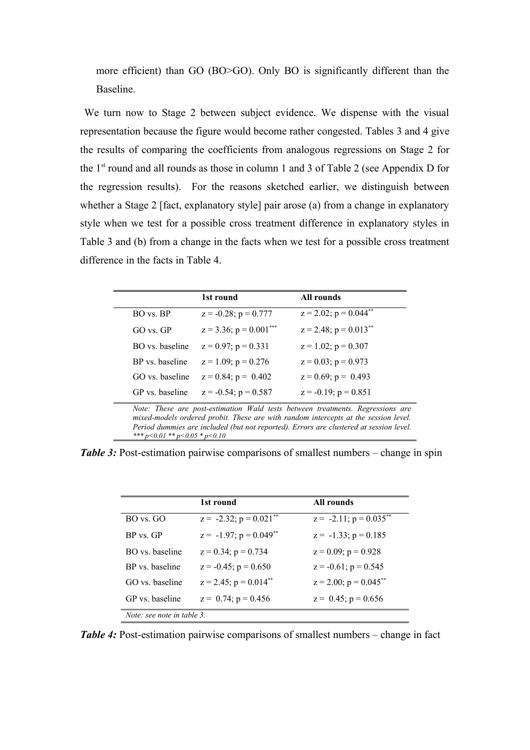more efficient) than GO (BO>GO). Only BO is significantly different than the Baseline.

We turn now to Stage 2 between subject evidence. We dispense with the visual representation because the figure would become rather congested. Tables 3 and 4 give the results of comparing the coefficients from analogous regressions on Stage 2 for the 1st round and all rounds as those in column 1 and 3 of Table 2 (see Appendix D for the regression results). For the reasons sketched earlier, we distinguish between whether a Stage 2 [fact, explanatory style] pair arose (a) from a change in explanatory style when we test for a possible cross treatment difference in explanatory styles in Table 3 and (b) from a change in the facts when we test for a possible cross treatment difference in the facts in Table 4.

| | 1st round | All rounds |
|---|---|---|
| BO vs. BP | $z = -0.28$; $p = 0.777$ | $z = 2.02$; $p = 0.044^{**}$ |
| GO vs. GP | $z = 3.36$; $p = 0.001^{***}$ | $z = 2.48$; $p = 0.013^{**}$ |
| BO vs. baseline | $z = 0.97$; $p = 0.331$ | $z = 1.02$; $p = 0.307$ |
| BP vs. baseline | $z = 1.09$; $p = 0.276$ | $z = 0.03$; $p = 0.973$ |
| GO vs. baseline | $z = 0.84$; $p = 0.402$ | $z = 0.69$; $p = 0.493$ |
| GP vs. baseline | $z = -0.54$; $p = 0.587$ | $z = -0.19$; $p = 0.851$ |

*Note: These are post-estimation Wald tests between treatments. Regressions are mixed-models ordered probit. These are with random intercepts at the session level. Period dummies are included (but not reported). Errors are clustered at session level. *** p<0.01 ** p<0.05 * p<0.10*

***Table 3:*** Post-estimation pairwise comparisons of smallest numbers – change in spin

| | 1st round | All rounds |
|---|---|---|
| BO vs. GO | $z = -2.32$; $p = 0.021^{**}$ | $z = -2.11$; $p = 0.035^{**}$ |
| BP vs. GP | $z = -1.97$; $p = 0.049^{**}$ | $z = -1.33$; $p = 0.185$ |
| BO vs. baseline | $z = 0.34$; $p = 0.734$ | $z = 0.09$; $p = 0.928$ |
| BP vs. baseline | $z = -0.45$; $p = 0.650$ | $z = -0.61$; $p = 0.545$ |
| GO vs. baseline | $z = 2.45$; $p = 0.014^{**}$ | $z = 2.00$; $p = 0.045^{**}$ |
| GP vs. baseline | $z = 0.74$; $p = 0.456$ | $z = 0.45$; $p = 0.656$ |

*Note: see note in table 3.*

***Table 4:*** Post-estimation pairwise comparisons of smallest numbers – change in fact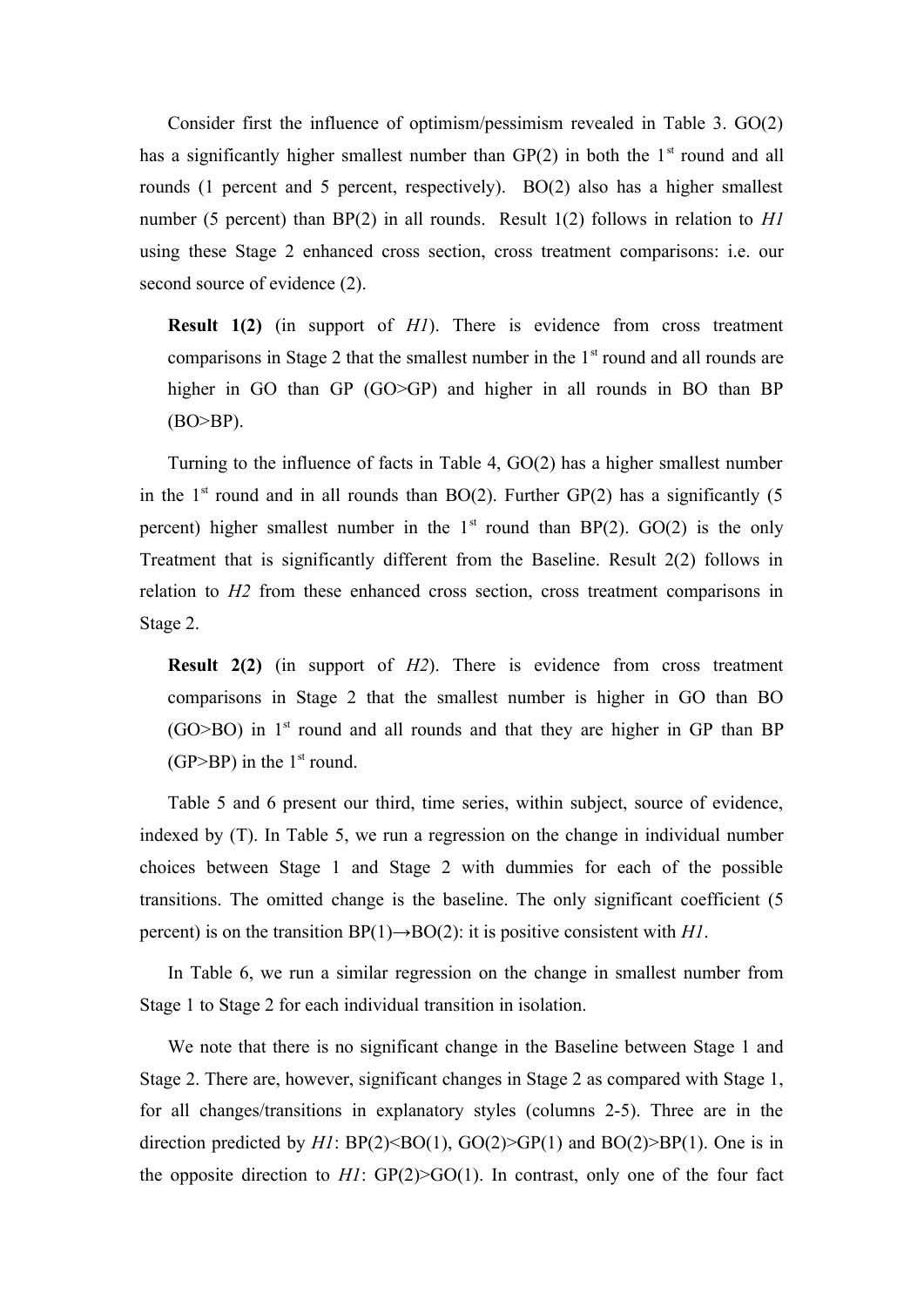Consider first the influence of optimism/pessimism revealed in Table 3. GO(2) has a significantly higher smallest number than GP(2) in both the 1st round and all rounds (1 percent and 5 percent, respectively). BO(2) also has a higher smallest number (5 percent) than BP(2) in all rounds. Result 1(2) follows in relation to *H1* using these Stage 2 enhanced cross section, cross treatment comparisons: i.e. our second source of evidence (2).

> **Result 1(2)** (in support of *H1*). There is evidence from cross treatment comparisons in Stage 2 that the smallest number in the 1st round and all rounds are higher in GO than GP (GO>GP) and higher in all rounds in BO than BP (BO>BP).

Turning to the influence of facts in Table 4, GO(2) has a higher smallest number in the 1st round and in all rounds than BO(2). Further GP(2) has a significantly (5 percent) higher smallest number in the 1st round than BP(2). GO(2) is the only Treatment that is significantly different from the Baseline. Result 2(2) follows in relation to *H2* from these enhanced cross section, cross treatment comparisons in Stage 2.

> **Result 2(2)** (in support of *H2*). There is evidence from cross treatment comparisons in Stage 2 that the smallest number is higher in GO than BO (GO>BO) in 1st round and all rounds and that they are higher in GP than BP (GP>BP) in the 1st round.

Table 5 and 6 present our third, time series, within subject, source of evidence, indexed by (T). In Table 5, we run a regression on the change in individual number choices between Stage 1 and Stage 2 with dummies for each of the possible transitions. The omitted change is the baseline. The only significant coefficient (5 percent) is on the transition BP(1)→BO(2): it is positive consistent with *H1*.

In Table 6, we run a similar regression on the change in smallest number from Stage 1 to Stage 2 for each individual transition in isolation.

We note that there is no significant change in the Baseline between Stage 1 and Stage 2. There are, however, significant changes in Stage 2 as compared with Stage 1, for all changes/transitions in explanatory styles (columns 2-5). Three are in the direction predicted by *H1*: BP(2)<BO(1), GO(2)>GP(1) and BO(2)>BP(1). One is in the opposite direction to *H1*: GP(2)>GO(1). In contrast, only one of the four fact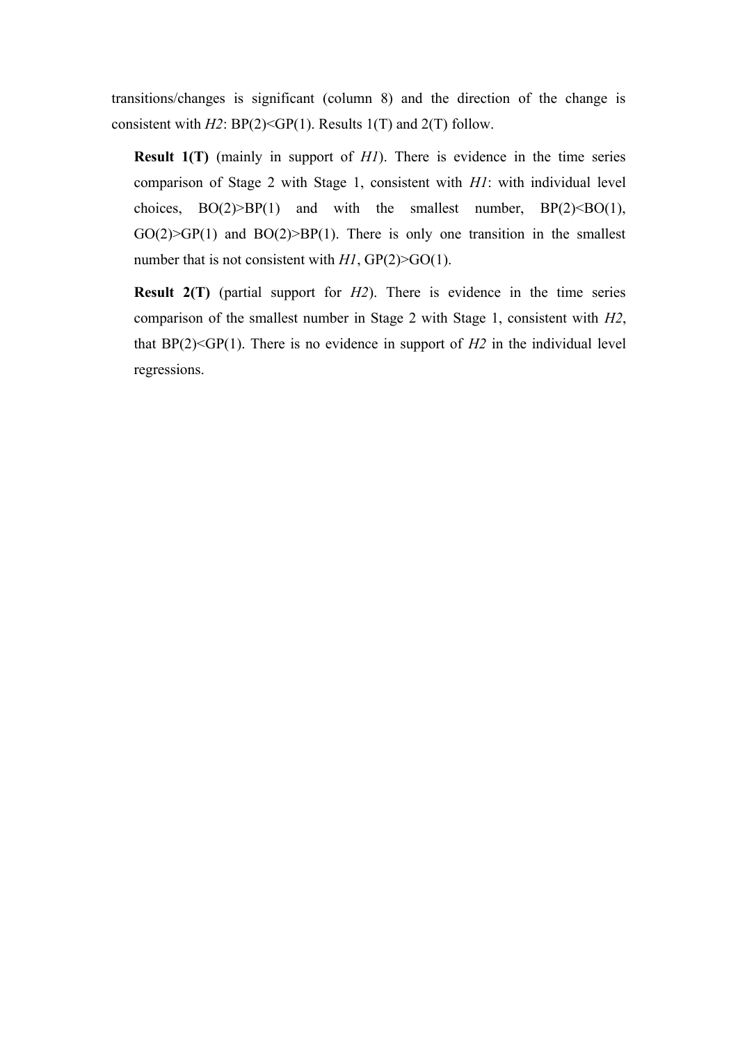transitions/changes is significant (column 8) and the direction of the change is consistent with *H2*: BP(2)<GP(1). Results 1(T) and 2(T) follow.

> **Result 1(T)** (mainly in support of *H1*). There is evidence in the time series comparison of Stage 2 with Stage 1, consistent with *H1*: with individual level choices, BO(2)>BP(1) and with the smallest number, BP(2)<BO(1), GO(2)>GP(1) and BO(2)>BP(1). There is only one transition in the smallest number that is not consistent with *H1*, GP(2)>GO(1).

> **Result 2(T)** (partial support for *H2*). There is evidence in the time series comparison of the smallest number in Stage 2 with Stage 1, consistent with *H2*, that BP(2)<GP(1). There is no evidence in support of *H2* in the individual level regressions.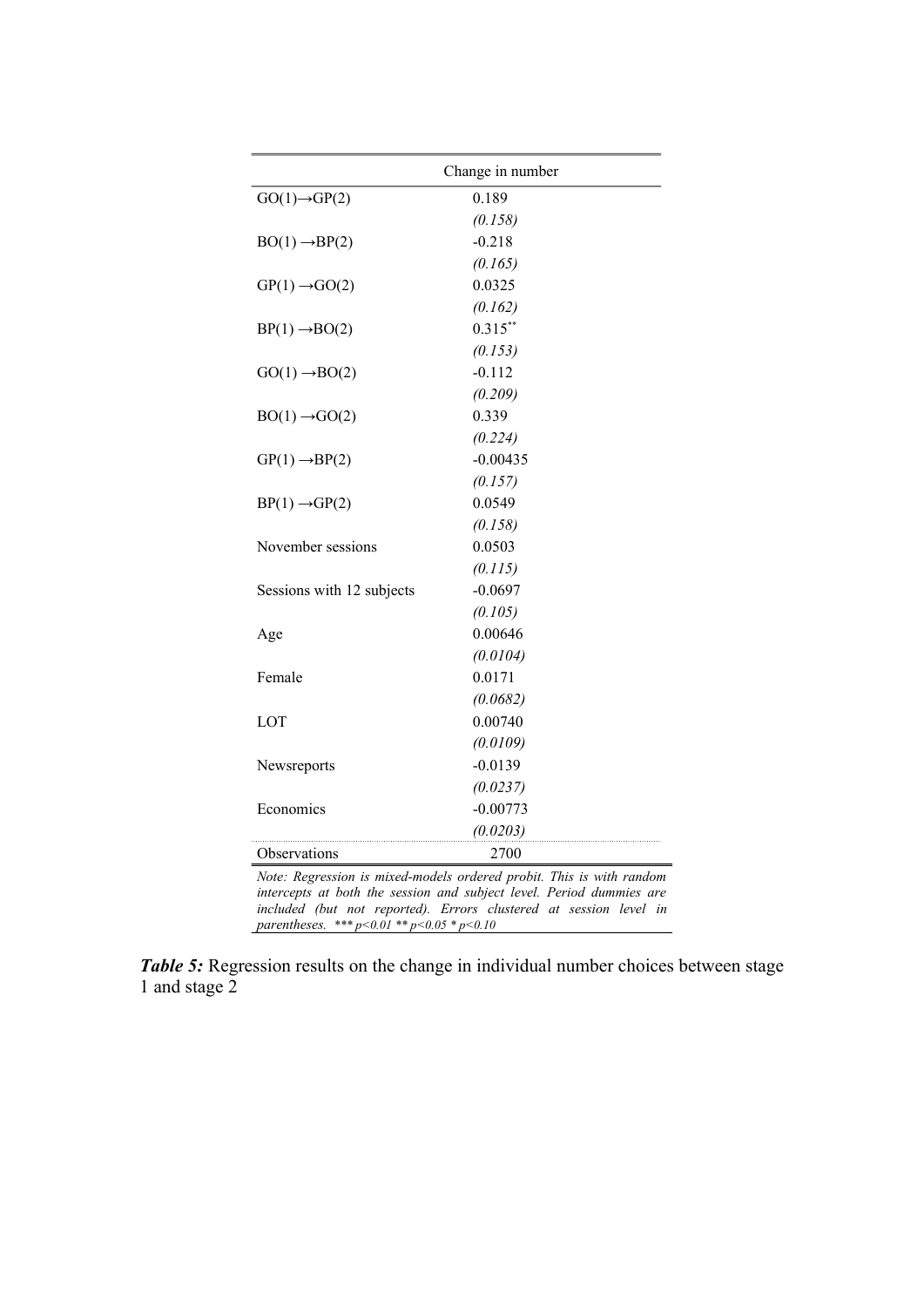| | Change in number |
|---|---|
| GO(1)→GP(2) | 0.189 |
| | *(0.158)* |
| BO(1) →BP(2) | -0.218 |
| | *(0.165)* |
| GP(1) →GO(2) | 0.0325 |
| | *(0.162)* |
| BP(1) →BO(2) | 0.315** |
| | *(0.153)* |
| GO(1) →BO(2) | -0.112 |
| | *(0.209)* |
| BO(1) →GO(2) | 0.339 |
| | *(0.224)* |
| GP(1) →BP(2) | -0.00435 |
| | *(0.157)* |
| BP(1) →GP(2) | 0.0549 |
| | *(0.158)* |
| November sessions | 0.0503 |
| | *(0.115)* |
| Sessions with 12 subjects | -0.0697 |
| | *(0.105)* |
| Age | 0.00646 |
| | *(0.0104)* |
| Female | 0.0171 |
| | *(0.0682)* |
| LOT | 0.00740 |
| | *(0.0109)* |
| Newsreports | -0.0139 |
| | *(0.0237)* |
| Economics | -0.00773 |
| | *(0.0203)* |
| Observations | 2700 |

*Note: Regression is mixed-models ordered probit. This is with random intercepts at both the session and subject level. Period dummies are included (but not reported). Errors clustered at session level in parentheses. \*\*\* p<0.01 \*\* p<0.05 \* p<0.10*

***Table 5:*** Regression results on the change in individual number choices between stage 1 and stage 2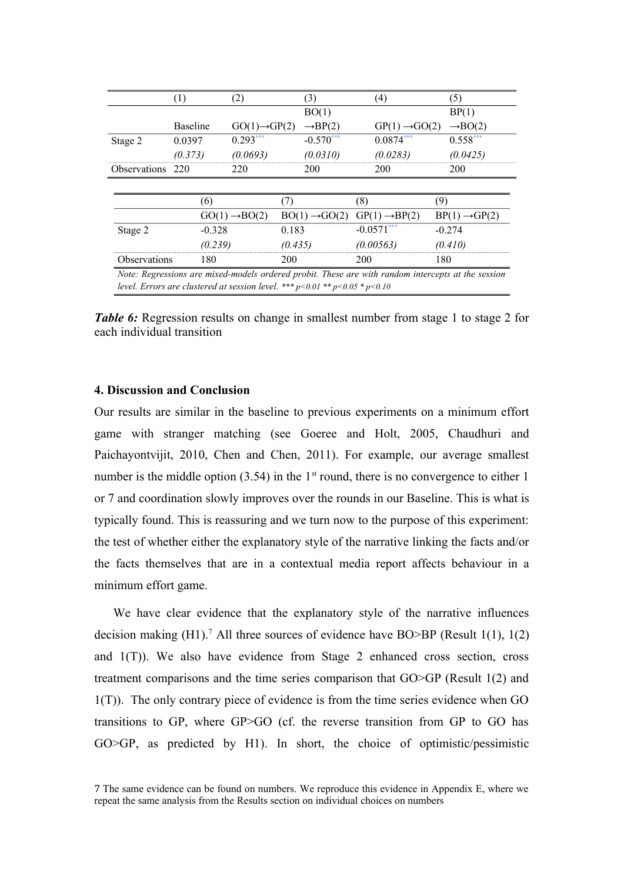| | (1) | (2) | (3) | (4) | (5) |
|---|---|---|---|---|---|
| | Baseline | GO(1)→GP(2) | BO(1) →BP(2) | GP(1) →GO(2) | BP(1) →BO(2) |
| Stage 2 | 0.0397 | 0.293*** | -0.570*** | 0.0874*** | 0.558*** |
| | *(0.373)* | *(0.0693)* | *(0.0310)* | *(0.0283)* | *(0.0425)* |
| Observations | 220 | 220 | 200 | 200 | 200 |

| | (6) | (7) | (8) | (9) |
|---|---|---|---|---|
| | GO(1) →BO(2) | BO(1) →GO(2) | GP(1) →BP(2) | BP(1) →GP(2) |
| Stage 2 | -0.328 | 0.183 | -0.0571*** | -0.274 |
| | *(0.239)* | *(0.435)* | *(0.00563)* | *(0.410)* |
| Observations | 180 | 200 | 200 | 180 |

*Note: Regressions are mixed-models ordered probit. These are with random intercepts at the session level. Errors are clustered at session level. *** p<0.01 ** p<0.05 * p<0.10*

***Table 6:*** Regression results on change in smallest number from stage 1 to stage 2 for each individual transition

## 4. Discussion and Conclusion

Our results are similar in the baseline to previous experiments on a minimum effort game with stranger matching (see Goeree and Holt, 2005, Chaudhuri and Paichayontvijit, 2010, Chen and Chen, 2011). For example, our average smallest number is the middle option (3.54) in the 1st round, there is no convergence to either 1 or 7 and coordination slowly improves over the rounds in our Baseline. This is what is typically found. This is reassuring and we turn now to the purpose of this experiment: the test of whether either the explanatory style of the narrative linking the facts and/or the facts themselves that are in a contextual media report affects behaviour in a minimum effort game.

We have clear evidence that the explanatory style of the narrative influences decision making (H1).[7] All three sources of evidence have BO>BP (Result 1(1), 1(2) and 1(T)). We also have evidence from Stage 2 enhanced cross section, cross treatment comparisons and the time series comparison that GO>GP (Result 1(2) and 1(T)). The only contrary piece of evidence is from the time series evidence when GO transitions to GP, where GP>GO (cf. the reverse transition from GP to GO has GO>GP, as predicted by H1). In short, the choice of optimistic/pessimistic

7 The same evidence can be found on numbers. We reproduce this evidence in Appendix E, where we repeat the same analysis from the Results section on individual choices on numbers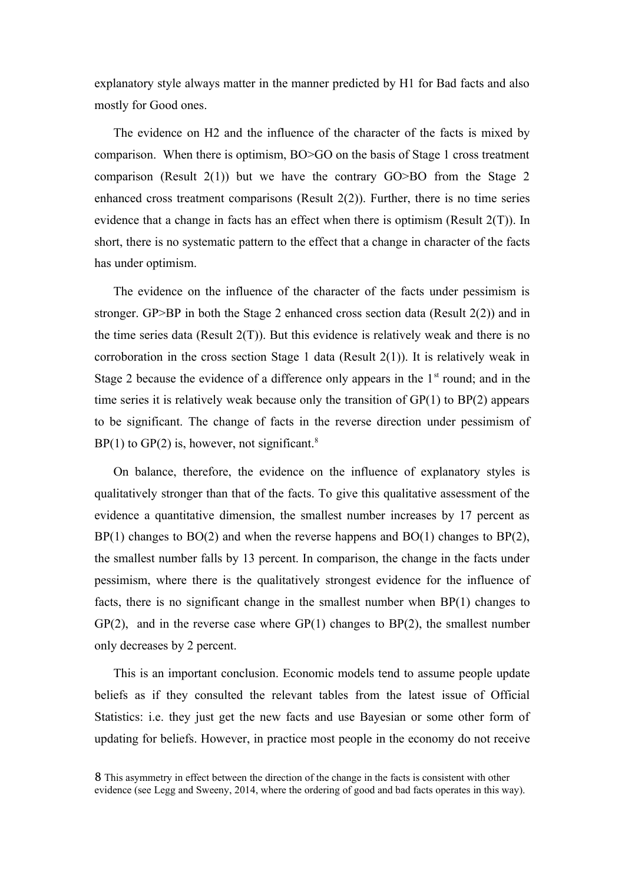explanatory style always matter in the manner predicted by H1 for Bad facts and also mostly for Good ones.

The evidence on H2 and the influence of the character of the facts is mixed by comparison. When there is optimism, BO>GO on the basis of Stage 1 cross treatment comparison (Result 2(1)) but we have the contrary GO>BO from the Stage 2 enhanced cross treatment comparisons (Result 2(2)). Further, there is no time series evidence that a change in facts has an effect when there is optimism (Result 2(T)). In short, there is no systematic pattern to the effect that a change in character of the facts has under optimism.

The evidence on the influence of the character of the facts under pessimism is stronger. GP>BP in both the Stage 2 enhanced cross section data (Result 2(2)) and in the time series data (Result 2(T)). But this evidence is relatively weak and there is no corroboration in the cross section Stage 1 data (Result 2(1)). It is relatively weak in Stage 2 because the evidence of a difference only appears in the 1st round; and in the time series it is relatively weak because only the transition of GP(1) to BP(2) appears to be significant. The change of facts in the reverse direction under pessimism of BP(1) to GP(2) is, however, not significant.[8]

On balance, therefore, the evidence on the influence of explanatory styles is qualitatively stronger than that of the facts. To give this qualitative assessment of the evidence a quantitative dimension, the smallest number increases by 17 percent as BP(1) changes to BO(2) and when the reverse happens and BO(1) changes to BP(2), the smallest number falls by 13 percent. In comparison, the change in the facts under pessimism, where there is the qualitatively strongest evidence for the influence of facts, there is no significant change in the smallest number when BP(1) changes to GP(2), and in the reverse case where GP(1) changes to BP(2), the smallest number only decreases by 2 percent.

This is an important conclusion. Economic models tend to assume people update beliefs as if they consulted the relevant tables from the latest issue of Official Statistics: i.e. they just get the new facts and use Bayesian or some other form of updating for beliefs. However, in practice most people in the economy do not receive

[8] This asymmetry in effect between the direction of the change in the facts is consistent with other evidence (see Legg and Sweeny, 2014, where the ordering of good and bad facts operates in this way).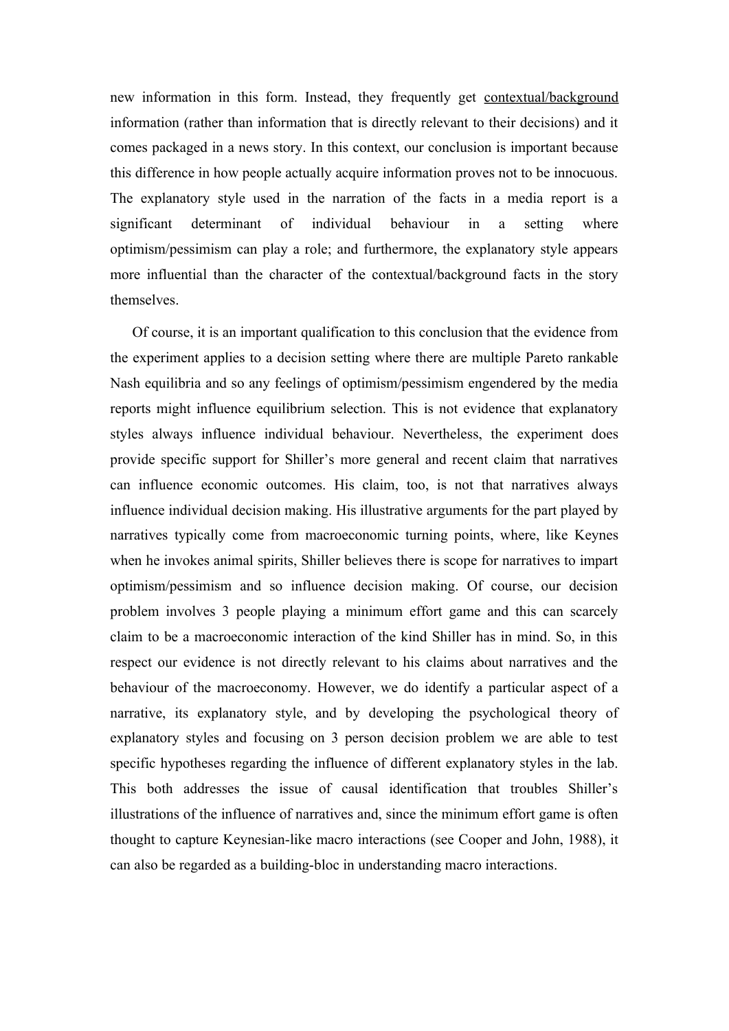new information in this form. Instead, they frequently get <u>contextual/background</u> information (rather than information that is directly relevant to their decisions) and it comes packaged in a news story. In this context, our conclusion is important because this difference in how people actually acquire information proves not to be innocuous. The explanatory style used in the narration of the facts in a media report is a significant determinant of individual behaviour in a setting where optimism/pessimism can play a role; and furthermore, the explanatory style appears more influential than the character of the contextual/background facts in the story themselves.

Of course, it is an important qualification to this conclusion that the evidence from the experiment applies to a decision setting where there are multiple Pareto rankable Nash equilibria and so any feelings of optimism/pessimism engendered by the media reports might influence equilibrium selection. This is not evidence that explanatory styles always influence individual behaviour. Nevertheless, the experiment does provide specific support for Shiller's more general and recent claim that narratives can influence economic outcomes. His claim, too, is not that narratives always influence individual decision making. His illustrative arguments for the part played by narratives typically come from macroeconomic turning points, where, like Keynes when he invokes animal spirits, Shiller believes there is scope for narratives to impart optimism/pessimism and so influence decision making. Of course, our decision problem involves 3 people playing a minimum effort game and this can scarcely claim to be a macroeconomic interaction of the kind Shiller has in mind. So, in this respect our evidence is not directly relevant to his claims about narratives and the behaviour of the macroeconomy. However, we do identify a particular aspect of a narrative, its explanatory style, and by developing the psychological theory of explanatory styles and focusing on 3 person decision problem we are able to test specific hypotheses regarding the influence of different explanatory styles in the lab. This both addresses the issue of causal identification that troubles Shiller's illustrations of the influence of narratives and, since the minimum effort game is often thought to capture Keynesian-like macro interactions (see Cooper and John, 1988), it can also be regarded as a building-bloc in understanding macro interactions.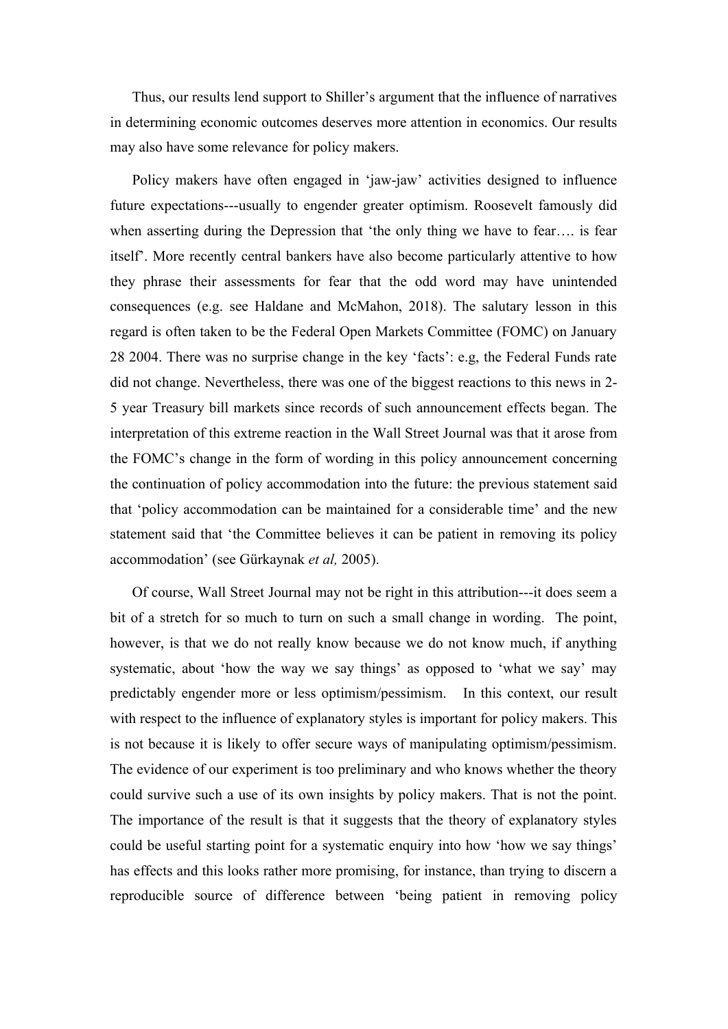Thus, our results lend support to Shiller's argument that the influence of narratives in determining economic outcomes deserves more attention in economics. Our results may also have some relevance for policy makers.

Policy makers have often engaged in 'jaw-jaw' activities designed to influence future expectations---usually to engender greater optimism. Roosevelt famously did when asserting during the Depression that 'the only thing we have to fear…. is fear itself'. More recently central bankers have also become particularly attentive to how they phrase their assessments for fear that the odd word may have unintended consequences (e.g. see Haldane and McMahon, 2018). The salutary lesson in this regard is often taken to be the Federal Open Markets Committee (FOMC) on January 28 2004. There was no surprise change in the key 'facts': e.g, the Federal Funds rate did not change. Nevertheless, there was one of the biggest reactions to this news in 2-5 year Treasury bill markets since records of such announcement effects began. The interpretation of this extreme reaction in the Wall Street Journal was that it arose from the FOMC's change in the form of wording in this policy announcement concerning the continuation of policy accommodation into the future: the previous statement said that 'policy accommodation can be maintained for a considerable time' and the new statement said that 'the Committee believes it can be patient in removing its policy accommodation' (see Gürkaynak *et al,* 2005).

Of course, Wall Street Journal may not be right in this attribution---it does seem a bit of a stretch for so much to turn on such a small change in wording. The point, however, is that we do not really know because we do not know much, if anything systematic, about 'how the way we say things' as opposed to 'what we say' may predictably engender more or less optimism/pessimism. In this context, our result with respect to the influence of explanatory styles is important for policy makers. This is not because it is likely to offer secure ways of manipulating optimism/pessimism. The evidence of our experiment is too preliminary and who knows whether the theory could survive such a use of its own insights by policy makers. That is not the point. The importance of the result is that it suggests that the theory of explanatory styles could be useful starting point for a systematic enquiry into how 'how we say things' has effects and this looks rather more promising, for instance, than trying to discern a reproducible source of difference between 'being patient in removing policy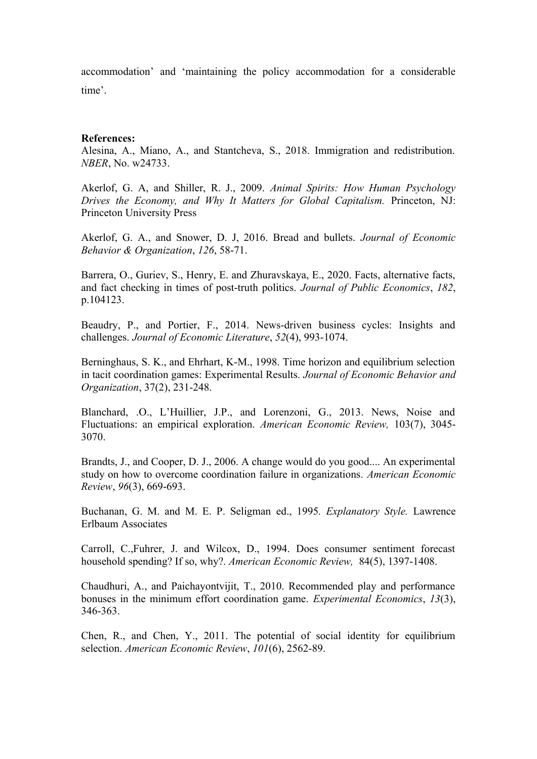accommodation' and 'maintaining the policy accommodation for a considerable time'.

**References:**

Alesina, A., Miano, A., and Stantcheva, S., 2018. Immigration and redistribution. *NBER*, No. w24733.

Akerlof, G. A, and Shiller, R. J., 2009. *Animal Spirits: How Human Psychology Drives the Economy, and Why It Matters for Global Capitalism.* Princeton, NJ: Princeton University Press

Akerlof, G. A., and Snower, D. J, 2016. Bread and bullets. *Journal of Economic Behavior & Organization*, *126*, 58-71.

Barrera, O., Guriev, S., Henry, E. and Zhuravskaya, E., 2020. Facts, alternative facts, and fact checking in times of post-truth politics. *Journal of Public Economics*, *182*, p.104123.

Beaudry, P., and Portier, F., 2014. News-driven business cycles: Insights and challenges. *Journal of Economic Literature*, *52*(4), 993-1074.

Berninghaus, S. K., and Ehrhart, K-M., 1998. Time horizon and equilibrium selection in tacit coordination games: Experimental Results. *Journal of Economic Behavior and Organization*, 37(2), 231-248.

Blanchard, .O., L'Huillier, J.P., and Lorenzoni, G., 2013. News, Noise and Fluctuations: an empirical exploration. *American Economic Review,* 103(7), 3045-3070.

Brandts, J., and Cooper, D. J., 2006. A change would do you good.... An experimental study on how to overcome coordination failure in organizations. *American Economic Review*, *96*(3), 669-693.

Buchanan, G. M. and M. E. P. Seligman ed., 1995. *Explanatory Style.* Lawrence Erlbaum Associates

Carroll, C.,Fuhrer, J. and Wilcox, D., 1994. Does consumer sentiment forecast household spending? If so, why?. *American Economic Review,* 84(5), 1397-1408.

Chaudhuri, A., and Paichayontvijit, T., 2010. Recommended play and performance bonuses in the minimum effort coordination game. *Experimental Economics*, *13*(3), 346-363.

Chen, R., and Chen, Y., 2011. The potential of social identity for equilibrium selection. *American Economic Review*, *101*(6), 2562-89.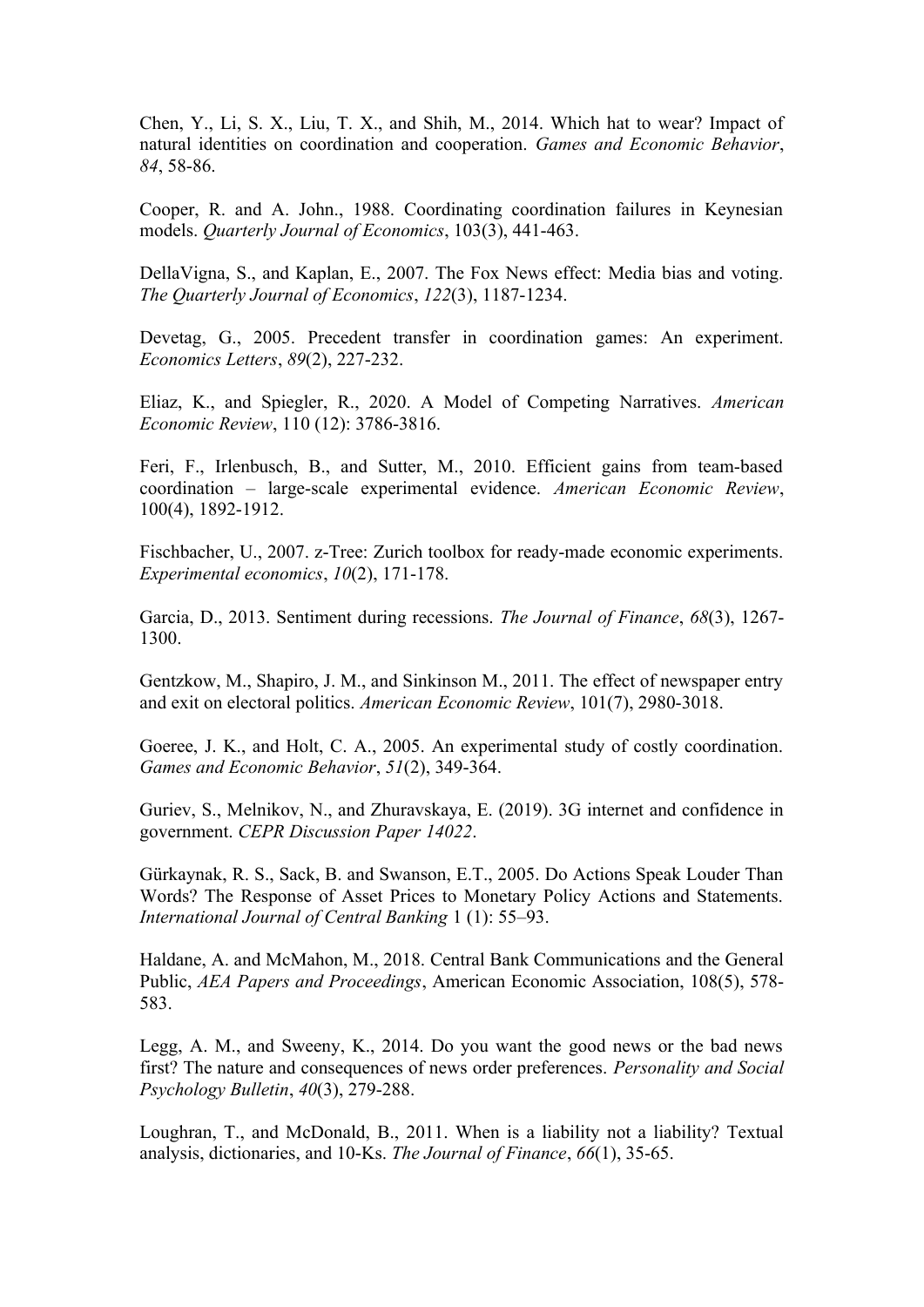Chen, Y., Li, S. X., Liu, T. X., and Shih, M., 2014. Which hat to wear? Impact of natural identities on coordination and cooperation. *Games and Economic Behavior*, *84*, 58-86.

Cooper, R. and A. John., 1988. Coordinating coordination failures in Keynesian models. *Quarterly Journal of Economics*, 103(3), 441-463.

DellaVigna, S., and Kaplan, E., 2007. The Fox News effect: Media bias and voting. *The Quarterly Journal of Economics*, *122*(3), 1187-1234.

Devetag, G., 2005. Precedent transfer in coordination games: An experiment. *Economics Letters*, *89*(2), 227-232.

Eliaz, K., and Spiegler, R., 2020. A Model of Competing Narratives. *American Economic Review*, 110 (12): 3786-3816.

Feri, F., Irlenbusch, B., and Sutter, M., 2010. Efficient gains from team-based coordination – large-scale experimental evidence. *American Economic Review*, 100(4), 1892-1912.

Fischbacher, U., 2007. z-Tree: Zurich toolbox for ready-made economic experiments. *Experimental economics*, *10*(2), 171-178.

Garcia, D., 2013. Sentiment during recessions. *The Journal of Finance*, *68*(3), 1267-1300.

Gentzkow, M., Shapiro, J. M., and Sinkinson M., 2011. The effect of newspaper entry and exit on electoral politics. *American Economic Review*, 101(7), 2980-3018.

Goeree, J. K., and Holt, C. A., 2005. An experimental study of costly coordination. *Games and Economic Behavior*, *51*(2), 349-364.

Guriev, S., Melnikov, N., and Zhuravskaya, E. (2019). 3G internet and confidence in government. *CEPR Discussion Paper 14022*.

Gürkaynak, R. S., Sack, B. and Swanson, E.T., 2005. Do Actions Speak Louder Than Words? The Response of Asset Prices to Monetary Policy Actions and Statements. *International Journal of Central Banking* 1 (1): 55–93.

Haldane, A. and McMahon, M., 2018. Central Bank Communications and the General Public, *AEA Papers and Proceedings*, American Economic Association, 108(5), 578-583.

Legg, A. M., and Sweeny, K., 2014. Do you want the good news or the bad news first? The nature and consequences of news order preferences. *Personality and Social Psychology Bulletin*, *40*(3), 279-288.

Loughran, T., and McDonald, B., 2011. When is a liability not a liability? Textual analysis, dictionaries, and 10-Ks. *The Journal of Finance*, *66*(1), 35-65.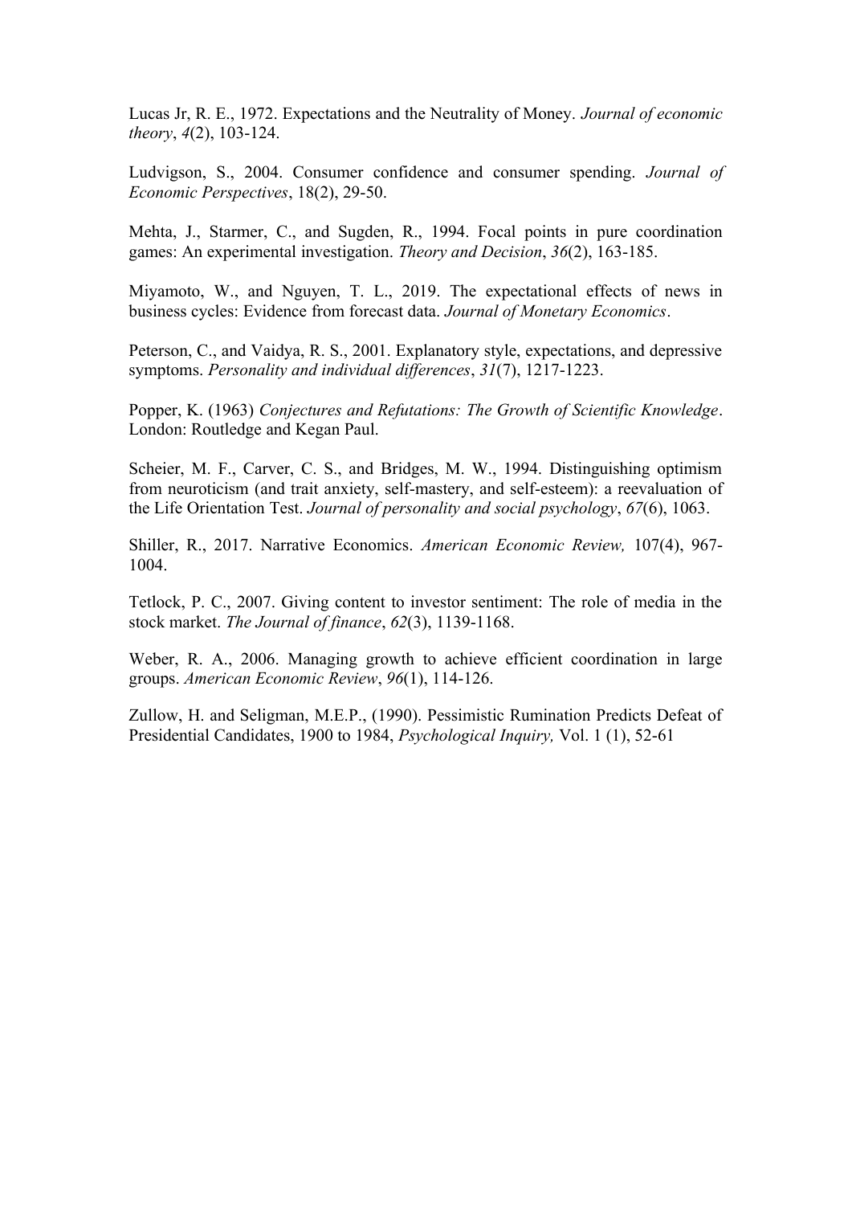Lucas Jr, R. E., 1972. Expectations and the Neutrality of Money. *Journal of economic theory*, *4*(2), 103-124.

Ludvigson, S., 2004. Consumer confidence and consumer spending. *Journal of Economic Perspectives*, 18(2), 29-50.

Mehta, J., Starmer, C., and Sugden, R., 1994. Focal points in pure coordination games: An experimental investigation. *Theory and Decision*, *36*(2), 163-185.

Miyamoto, W., and Nguyen, T. L., 2019. The expectational effects of news in business cycles: Evidence from forecast data. *Journal of Monetary Economics*.

Peterson, C., and Vaidya, R. S., 2001. Explanatory style, expectations, and depressive symptoms. *Personality and individual differences*, *31*(7), 1217-1223.

Popper, K. (1963) *Conjectures and Refutations: The Growth of Scientific Knowledge*. London: Routledge and Kegan Paul.

Scheier, M. F., Carver, C. S., and Bridges, M. W., 1994. Distinguishing optimism from neuroticism (and trait anxiety, self-mastery, and self-esteem): a reevaluation of the Life Orientation Test. *Journal of personality and social psychology*, *67*(6), 1063.

Shiller, R., 2017. Narrative Economics. *American Economic Review,* 107(4), 967-1004.

Tetlock, P. C., 2007. Giving content to investor sentiment: The role of media in the stock market. *The Journal of finance*, *62*(3), 1139-1168.

Weber, R. A., 2006. Managing growth to achieve efficient coordination in large groups. *American Economic Review*, *96*(1), 114-126.

Zullow, H. and Seligman, M.E.P., (1990). Pessimistic Rumination Predicts Defeat of Presidential Candidates, 1900 to 1984, *Psychological Inquiry,* Vol. 1 (1), 52-61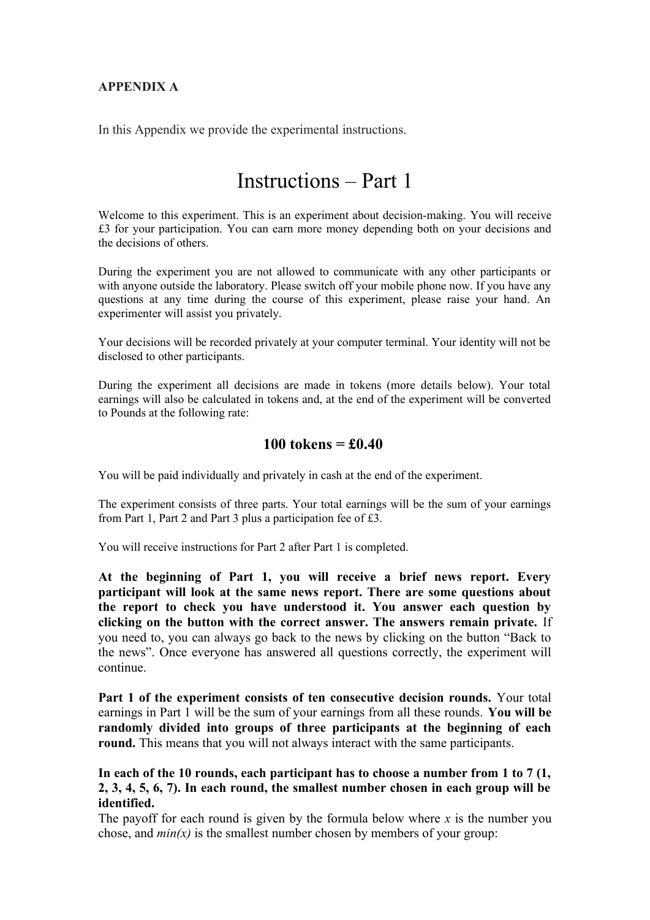**APPENDIX A**

In this Appendix we provide the experimental instructions.

# Instructions – Part 1

Welcome to this experiment. This is an experiment about decision-making. You will receive £3 for your participation. You can earn more money depending both on your decisions and the decisions of others.

During the experiment you are not allowed to communicate with any other participants or with anyone outside the laboratory. Please switch off your mobile phone now. If you have any questions at any time during the course of this experiment, please raise your hand. An experimenter will assist you privately.

Your decisions will be recorded privately at your computer terminal. Your identity will not be disclosed to other participants.

During the experiment all decisions are made in tokens (more details below). Your total earnings will also be calculated in tokens and, at the end of the experiment will be converted to Pounds at the following rate:

**100 tokens = £0.40**

You will be paid individually and privately in cash at the end of the experiment.

The experiment consists of three parts. Your total earnings will be the sum of your earnings from Part 1, Part 2 and Part 3 plus a participation fee of £3.

You will receive instructions for Part 2 after Part 1 is completed.

**At the beginning of Part 1, you will receive a brief news report. Every participant will look at the same news report. There are some questions about the report to check you have understood it. You answer each question by clicking on the button with the correct answer. The answers remain private.** If you need to, you can always go back to the news by clicking on the button "Back to the news". Once everyone has answered all questions correctly, the experiment will continue.

**Part 1 of the experiment consists of ten consecutive decision rounds.** Your total earnings in Part 1 will be the sum of your earnings from all these rounds. **You will be randomly divided into groups of three participants at the beginning of each round.** This means that you will not always interact with the same participants.

**In each of the 10 rounds, each participant has to choose a number from 1 to 7 (1, 2, 3, 4, 5, 6, 7). In each round, the smallest number chosen in each group will be identified.**

The payoff for each round is given by the formula below where $x$ is the number you chose, and $min(x)$ is the smallest number chosen by members of your group: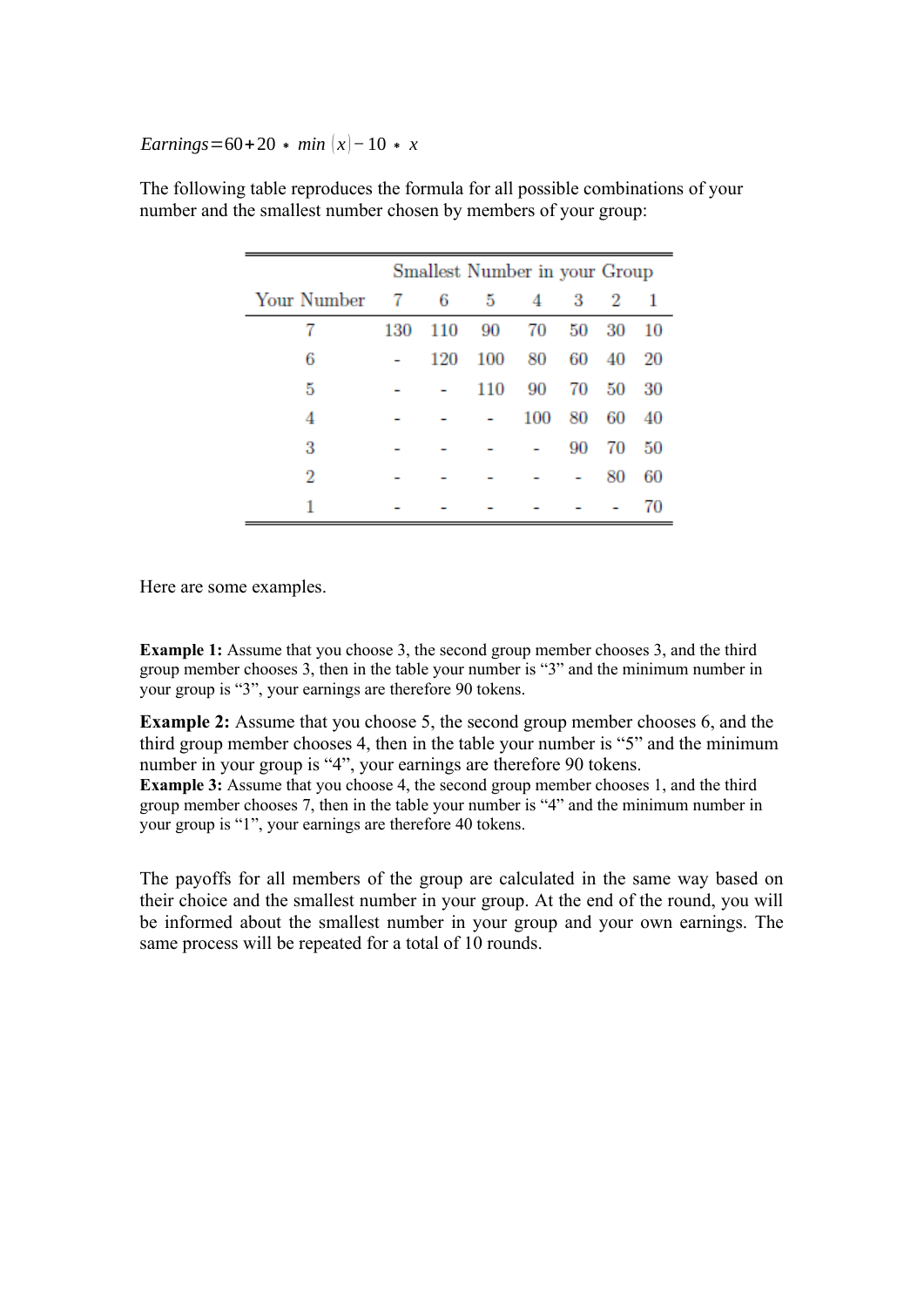$$Earnings = 60 + 20 * min(x) - 10 * x$$

The following table reproduces the formula for all possible combinations of your number and the smallest number chosen by members of your group:

| | Smallest Number in your Group | | | | | | |
|---|---|---|---|---|---|---|---|
| Your Number | 7 | 6 | 5 | 4 | 3 | 2 | 1 |
| 7 | 130 | 110 | 90 | 70 | 50 | 30 | 10 |
| 6 | - | 120 | 100 | 80 | 60 | 40 | 20 |
| 5 | - | - | 110 | 90 | 70 | 50 | 30 |
| 4 | - | - | - | 100 | 80 | 60 | 40 |
| 3 | - | - | - | - | 90 | 70 | 50 |
| 2 | - | - | - | - | - | 80 | 60 |
| 1 | - | - | - | - | - | - | 70 |

Here are some examples.

**Example 1:** Assume that you choose 3, the second group member chooses 3, and the third group member chooses 3, then in the table your number is "3" and the minimum number in your group is "3", your earnings are therefore 90 tokens.

**Example 2:** Assume that you choose 5, the second group member chooses 6, and the third group member chooses 4, then in the table your number is "5" and the minimum number in your group is "4", your earnings are therefore 90 tokens.

**Example 3:** Assume that you choose 4, the second group member chooses 1, and the third group member chooses 7, then in the table your number is "4" and the minimum number in your group is "1", your earnings are therefore 40 tokens.

The payoffs for all members of the group are calculated in the same way based on their choice and the smallest number in your group. At the end of the round, you will be informed about the smallest number in your group and your own earnings. The same process will be repeated for a total of 10 rounds.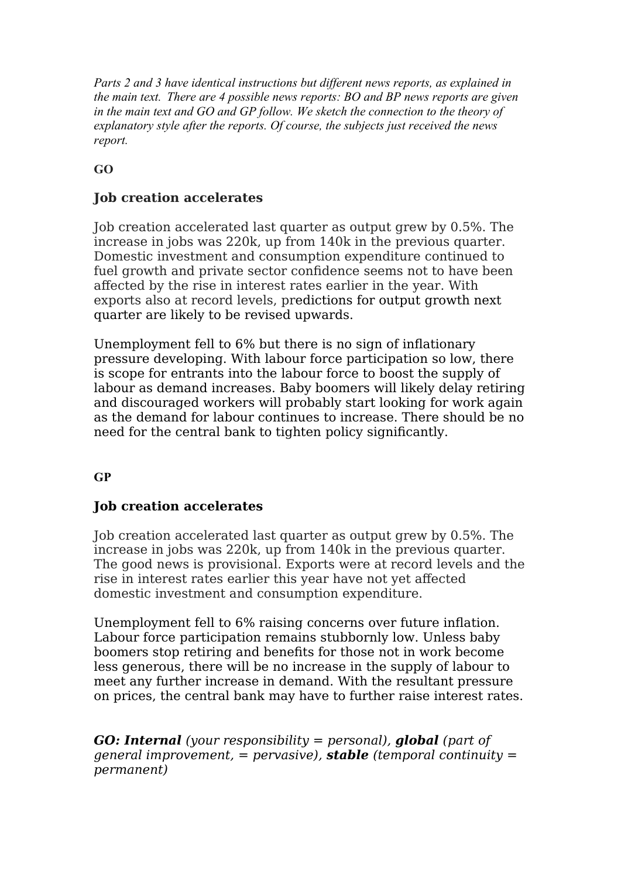*Parts 2 and 3 have identical instructions but different news reports, as explained in the main text. There are 4 possible news reports: BO and BP news reports are given in the main text and GO and GP follow. We sketch the connection to the theory of explanatory style after the reports. Of course, the subjects just received the news report.*

**GO**

### Job creation accelerates

Job creation accelerated last quarter as output grew by 0.5%. The increase in jobs was 220k, up from 140k in the previous quarter. Domestic investment and consumption expenditure continued to fuel growth and private sector confidence seems not to have been affected by the rise in interest rates earlier in the year. With exports also at record levels, predictions for output growth next quarter are likely to be revised upwards.

Unemployment fell to 6% but there is no sign of inflationary pressure developing. With labour force participation so low, there is scope for entrants into the labour force to boost the supply of labour as demand increases. Baby boomers will likely delay retiring and discouraged workers will probably start looking for work again as the demand for labour continues to increase. There should be no need for the central bank to tighten policy significantly.

**GP**

### Job creation accelerates

Job creation accelerated last quarter as output grew by 0.5%. The increase in jobs was 220k, up from 140k in the previous quarter. The good news is provisional. Exports were at record levels and the rise in interest rates earlier this year have not yet affected domestic investment and consumption expenditure.

Unemployment fell to 6% raising concerns over future inflation. Labour force participation remains stubbornly low. Unless baby boomers stop retiring and benefits for those not in work become less generous, there will be no increase in the supply of labour to meet any further increase in demand. With the resultant pressure on prices, the central bank may have to further raise interest rates.

***GO: Internal*** *(your responsibility = personal),* ***global*** *(part of general improvement, = pervasive),* ***stable*** *(temporal continuity = permanent)*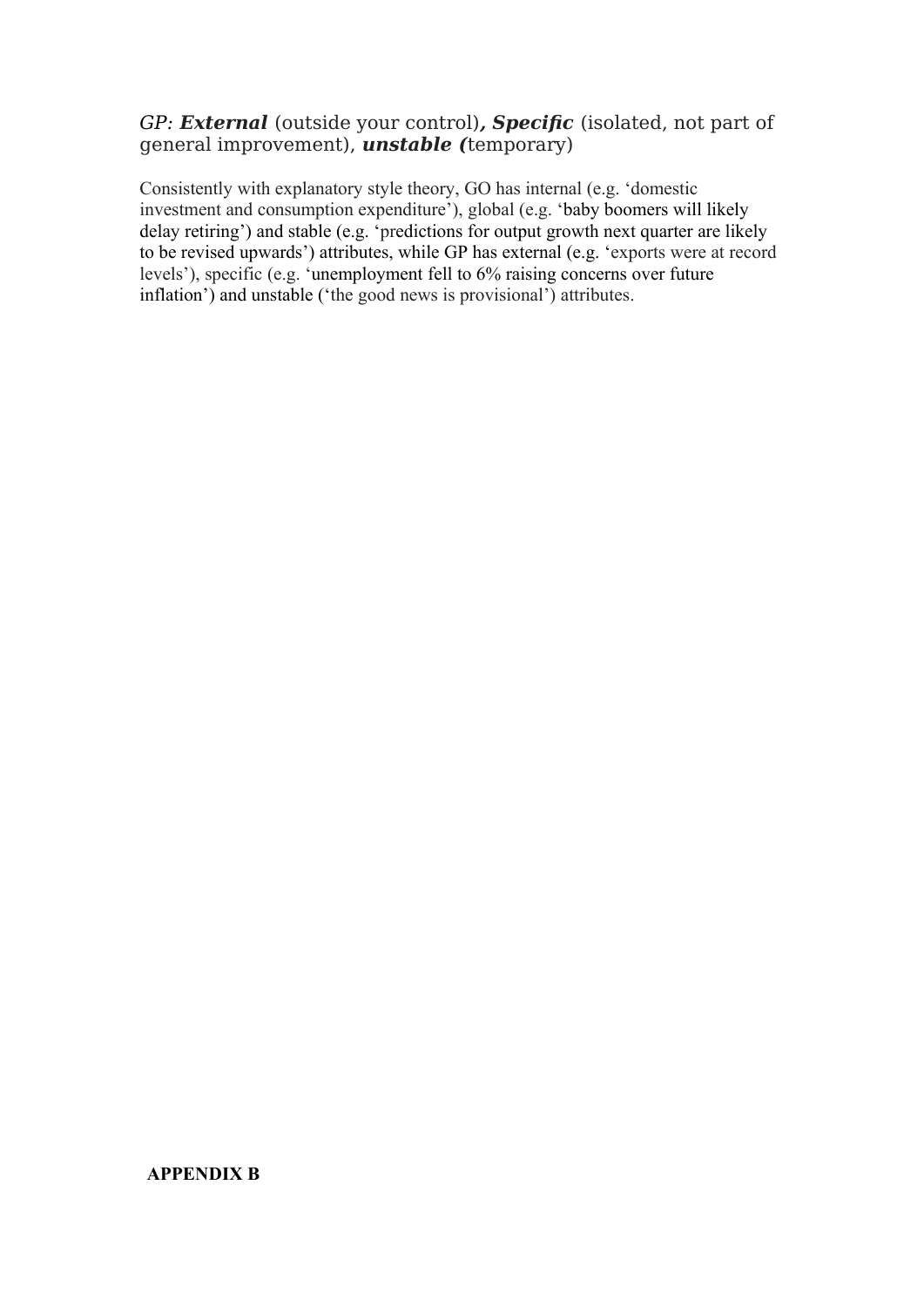*GP: **External*** (outside your control)***, Specific*** (isolated, not part of general improvement), ***unstable (***temporary)

Consistently with explanatory style theory, GO has internal (e.g. 'domestic investment and consumption expenditure'), global (e.g. 'baby boomers will likely delay retiring') and stable (e.g. 'predictions for output growth next quarter are likely to be revised upwards') attributes, while GP has external (e.g. 'exports were at record levels'), specific (e.g. 'unemployment fell to 6% raising concerns over future inflation') and unstable ('the good news is provisional') attributes.

**APPENDIX B**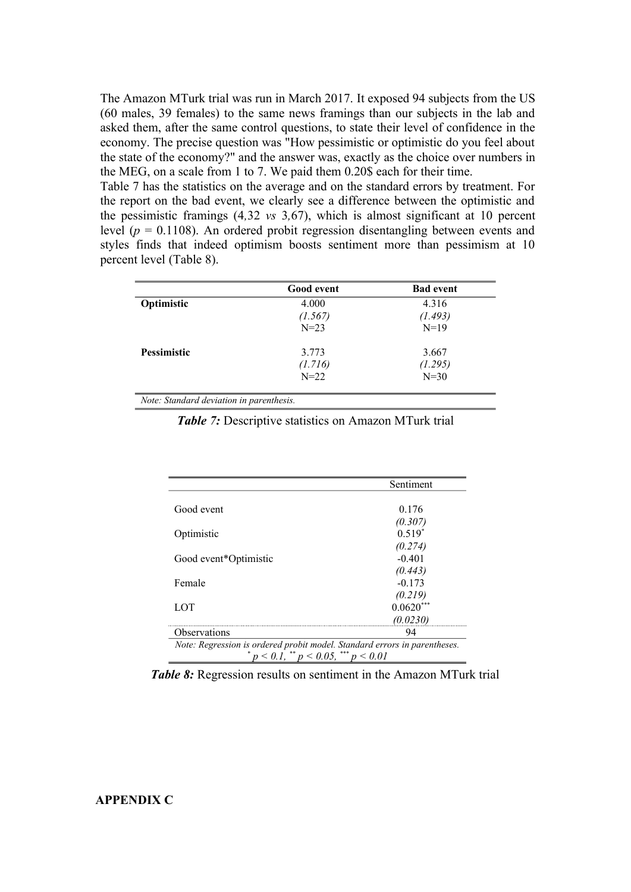The Amazon MTurk trial was run in March 2017. It exposed 94 subjects from the US (60 males, 39 females) to the same news framings than our subjects in the lab and asked them, after the same control questions, to state their level of confidence in the economy. The precise question was "How pessimistic or optimistic do you feel about the state of the economy?" and the answer was, exactly as the choice over numbers in the MEG, on a scale from 1 to 7. We paid them 0.20$ each for their time.

Table 7 has the statistics on the average and on the standard errors by treatment. For the report on the bad event, we clearly see a difference between the optimistic and the pessimistic framings (4,32 *vs* 3,67), which is almost significant at 10 percent level ($p = 0.1108$). An ordered probit regression disentangling between events and styles finds that indeed optimism boosts sentiment more than pessimism at 10 percent level (Table 8).

| | Good event | Bad event |
|---|---|---|
| **Optimistic** | 4.000 | 4.316 |
| | *(1.567)* | *(1.493)* |
| | N=23 | N=19 |
| **Pessimistic** | 3.773 | 3.667 |
| | *(1.716)* | *(1.295)* |
| | N=22 | N=30 |

*Note: Standard deviation in parenthesis.*

***Table 7:*** Descriptive statistics on Amazon MTurk trial

| | Sentiment |
|---|---|
| Good event | 0.176 |
| | *(0.307)* |
| Optimistic | $0.519^{*}$ |
| | *(0.274)* |
| Good event*Optimistic | -0.401 |
| | *(0.443)* |
| Female | -0.173 |
| | *(0.219)* |
| LOT | $0.0620^{***}$ |
| | *(0.0230)* |
| Observations | 94 |

*Note: Regression is ordered probit model. Standard errors in parentheses.* $^{*}p < 0.1$, $^{**}p < 0.05$, $^{***}p < 0.01$

***Table 8:*** Regression results on sentiment in the Amazon MTurk trial

**APPENDIX C**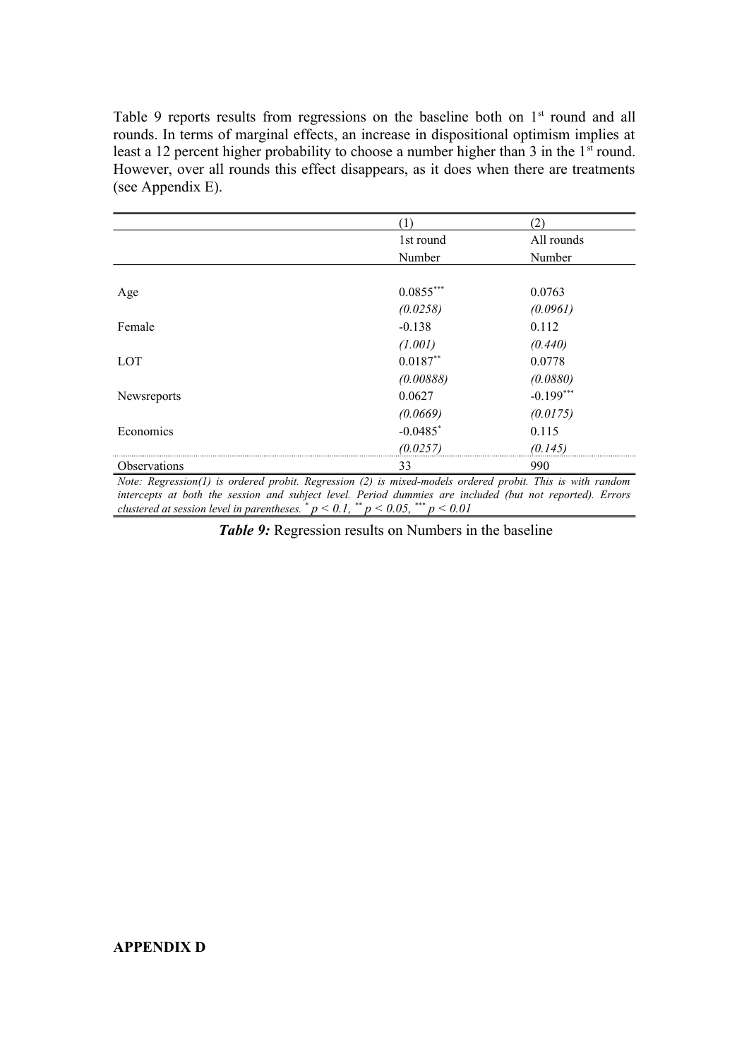Table 9 reports results from regressions on the baseline both on 1st round and all rounds. In terms of marginal effects, an increase in dispositional optimism implies at least a 12 percent higher probability to choose a number higher than 3 in the 1st round. However, over all rounds this effect disappears, as it does when there are treatments (see Appendix E).

| | (1) | (2) |
|---|---|---|
| | 1st round | All rounds |
| | Number | Number |
| Age | 0.0855*** | 0.0763 |
| | *(0.0258)* | *(0.0961)* |
| Female | -0.138 | 0.112 |
| | *(1.001)* | *(0.440)* |
| LOT | 0.0187** | 0.0778 |
| | *(0.00888)* | *(0.0880)* |
| Newsreports | 0.0627 | -0.199*** |
| | *(0.0669)* | *(0.0175)* |
| Economics | -0.0485* | 0.115 |
| | *(0.0257)* | *(0.145)* |
| Observations | 33 | 990 |

*Note: Regression(1) is ordered probit. Regression (2) is mixed-models ordered probit. This is with random intercepts at both the session and subject level. Period dummies are included (but not reported). Errors clustered at session level in parentheses.* * $p < 0.1$, ** $p < 0.05$, *** $p < 0.01$

***Table 9:*** Regression results on Numbers in the baseline

**APPENDIX D**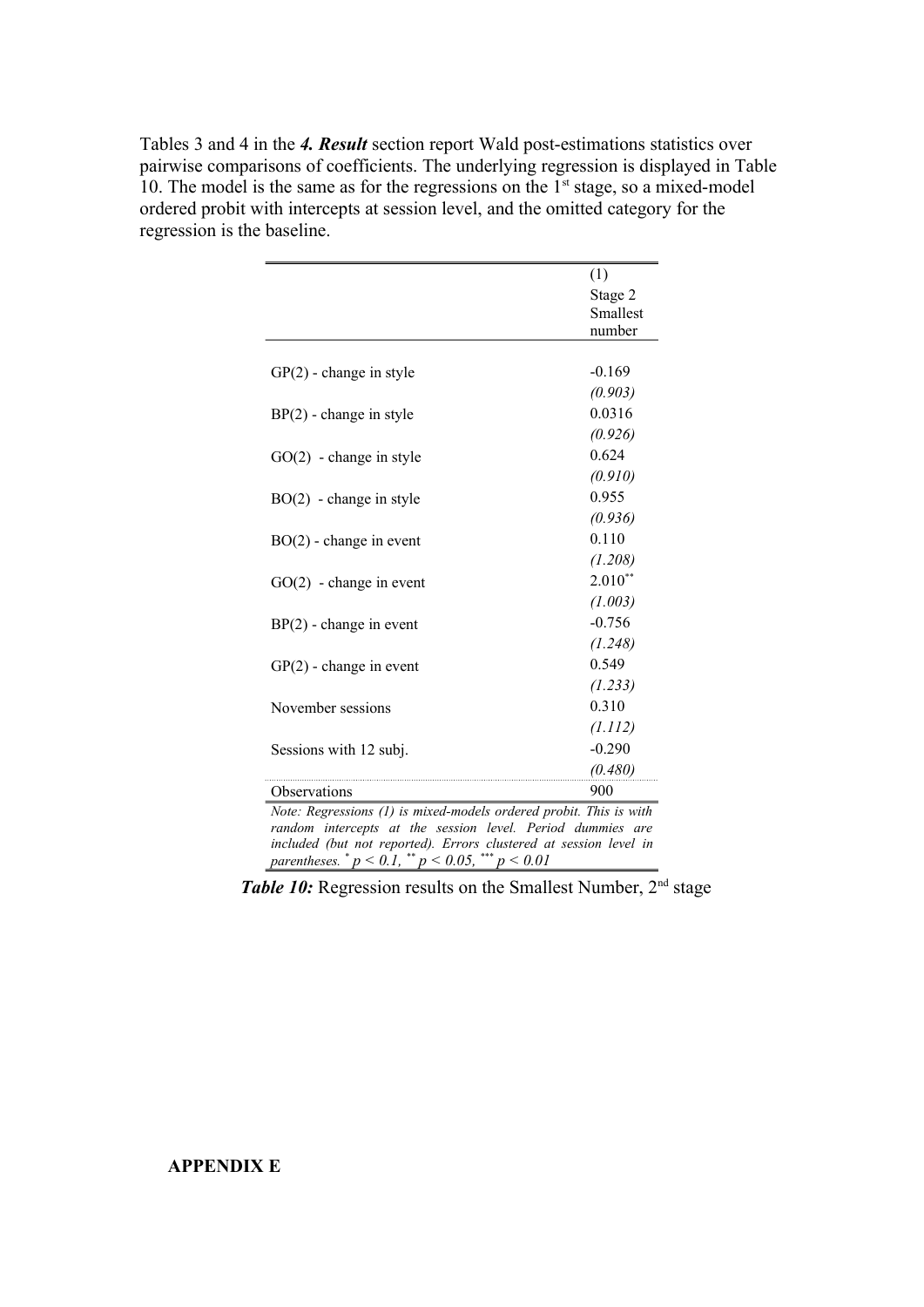Tables 3 and 4 in the ***4. Result*** section report Wald post-estimations statistics over pairwise comparisons of coefficients. The underlying regression is displayed in Table 10. The model is the same as for the regressions on the 1st stage, so a mixed-model ordered probit with intercepts at session level, and the omitted category for the regression is the baseline.

| | (1) Stage 2 Smallest number |
|---|---|
| GP(2) - change in style | -0.169 |
| | *(0.903)* |
| BP(2) - change in style | 0.0316 |
| | *(0.926)* |
| GO(2) - change in style | 0.624 |
| | *(0.910)* |
| BO(2) - change in style | 0.955 |
| | *(0.936)* |
| BO(2) - change in event | 0.110 |
| | *(1.208)* |
| GO(2) - change in event | 2.010** |
| | *(1.003)* |
| BP(2) - change in event | -0.756 |
| | *(1.248)* |
| GP(2) - change in event | 0.549 |
| | *(1.233)* |
| November sessions | 0.310 |
| | *(1.112)* |
| Sessions with 12 subj. | -0.290 |
| | *(0.480)* |
| Observations | 900 |

*Note: Regressions (1) is mixed-models ordered probit. This is with random intercepts at the session level. Period dummies are included (but not reported). Errors clustered at session level in parentheses.* * $p < 0.1$, ** $p < 0.05$, *** $p < 0.01$

***Table 10:*** Regression results on the Smallest Number, 2nd stage

**APPENDIX E**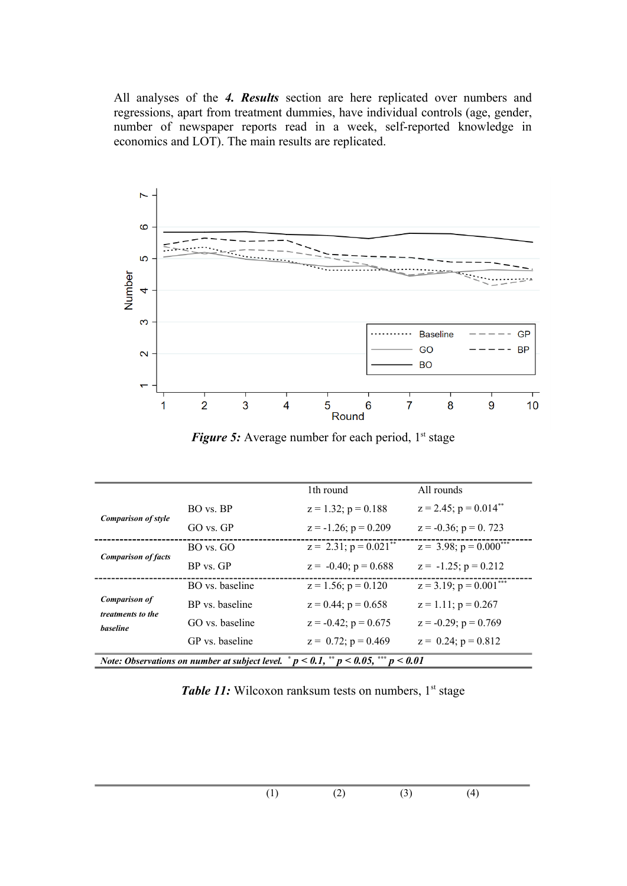All analyses of the ***4. Results*** section are here replicated over numbers and regressions, apart from treatment dummies, have individual controls (age, gender, number of newspaper reports read in a week, self-reported knowledge in economics and LOT). The main results are replicated.

***Figure 5:*** Average number for each period, 1st stage

| | | 1th round | All rounds |
|---|---|---|---|
| *Comparison of style* | BO vs. BP | z = 1.32; p = 0.188 | z = 2.45; p = 0.014** |
| | GO vs. GP | z = -1.26; p = 0.209 | z = -0.36; p = 0. 723 |
| *Comparison of facts* | BO vs. GO | z = 2.31; p = 0.021** | z = 3.98; p = 0.000*** |
| | BP vs. GP | z = -0.40; p = 0.688 | z = -1.25; p = 0.212 |
| *Comparison of treatments to the baseline* | BO vs. baseline | z = 1.56; p = 0.120 | z = 3.19; p = 0.001*** |
| | BP vs. baseline | z = 0.44; p = 0.658 | z = 1.11; p = 0.267 |
| | GO vs. baseline | z = -0.42; p = 0.675 | z = -0.29; p = 0.769 |
| | GP vs. baseline | z = 0.72; p = 0.469 | z = 0.24; p = 0.812 |

***Note: Observations on number at subject level. * p < 0.1, ** p < 0.05, *** p < 0.01***

***Table 11:*** Wilcoxon ranksum tests on numbers, 1st stage

| | (1) | (2) | (3) | (4) |
|---|---|---|---|---|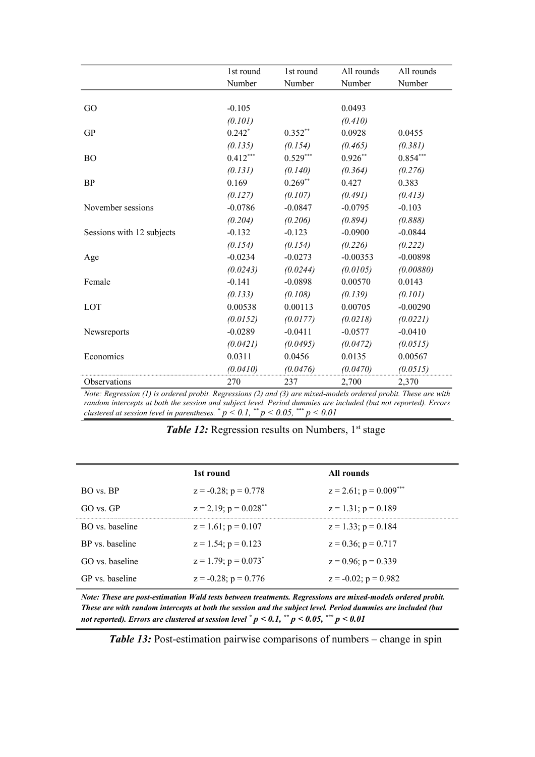| | 1st round Number | 1st round Number | All rounds Number | All rounds Number |
|---|---|---|---|---|
| GO | -0.105 | | 0.0493 | |
| | *(0.101)* | | *(0.410)* | |
| GP | 0.242* | 0.352** | 0.0928 | 0.0455 |
| | *(0.135)* | *(0.154)* | *(0.465)* | *(0.381)* |
| BO | 0.412*** | 0.529*** | 0.926** | 0.854*** |
| | *(0.131)* | *(0.140)* | *(0.364)* | *(0.276)* |
| BP | 0.169 | 0.269** | 0.427 | 0.383 |
| | *(0.127)* | *(0.107)* | *(0.491)* | *(0.413)* |
| November sessions | -0.0786 | -0.0847 | -0.0795 | -0.103 |
| | *(0.204)* | *(0.206)* | *(0.894)* | *(0.888)* |
| Sessions with 12 subjects | -0.132 | -0.123 | -0.0900 | -0.0844 |
| | *(0.154)* | *(0.154)* | *(0.226)* | *(0.222)* |
| Age | -0.0234 | -0.0273 | -0.00353 | -0.00898 |
| | *(0.0243)* | *(0.0244)* | *(0.0105)* | *(0.00880)* |
| Female | -0.141 | -0.0898 | 0.00570 | 0.0143 |
| | *(0.133)* | *(0.108)* | *(0.139)* | *(0.101)* |
| LOT | 0.00538 | 0.00113 | 0.00705 | -0.00290 |
| | *(0.0152)* | *(0.0177)* | *(0.0218)* | *(0.0221)* |
| Newsreports | -0.0289 | -0.0411 | -0.0577 | -0.0410 |
| | *(0.0421)* | *(0.0495)* | *(0.0472)* | *(0.0515)* |
| Economics | 0.0311 | 0.0456 | 0.0135 | 0.00567 |
| | *(0.0410)* | *(0.0476)* | *(0.0470)* | *(0.0515)* |
| Observations | 270 | 237 | 2,700 | 2,370 |

*Note: Regression (1) is ordered probit. Regressions (2) and (3) are mixed-models ordered probit. These are with random intercepts at both the session and subject level. Period dummies are included (but not reported). Errors clustered at session level in parentheses. * $p < 0.1$, ** $p < 0.05$, *** $p < 0.01$*

***Table 12:*** Regression results on Numbers, 1st stage

| | 1st round | All rounds |
|---|---|---|
| BO vs. BP | z = -0.28; p = 0.778 | z = 2.61; p = 0.009*** |
| GO vs. GP | z = 2.19; p = 0.028** | z = 1.31; p = 0.189 |
| BO vs. baseline | z = 1.61; p = 0.107 | z = 1.33; p = 0.184 |
| BP vs. baseline | z = 1.54; p = 0.123 | z = 0.36; p = 0.717 |
| GO vs. baseline | z = 1.79; p = 0.073* | z = 0.96; p = 0.339 |
| GP vs. baseline | z = -0.28; p = 0.776 | z = -0.02; p = 0.982 |

***Note: These are post-estimation Wald tests between treatments. Regressions are mixed-models ordered probit. These are with random intercepts at both the session and the subject level. Period dummies are included (but not reported). Errors are clustered at session level * $p < 0.1$, ** $p < 0.05$, *** $p < 0.01$***

***Table 13:*** Post-estimation pairwise comparisons of numbers – change in spin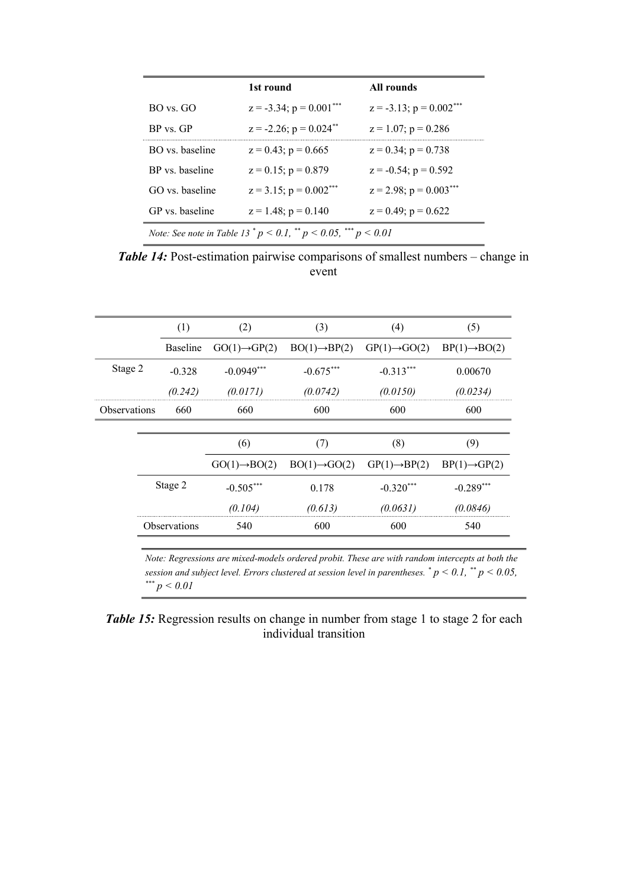| | 1st round | All rounds |
|---|---|---|
| BO vs. GO | z = -3.34; p = 0.001*** | z = -3.13; p = 0.002*** |
| BP vs. GP | z = -2.26; p = 0.024** | z = 1.07; p = 0.286 |
| BO vs. baseline | z = 0.43; p = 0.665 | z = 0.34; p = 0.738 |
| BP vs. baseline | z = 0.15; p = 0.879 | z = -0.54; p = 0.592 |
| GO vs. baseline | z = 3.15; p = 0.002*** | z = 2.98; p = 0.003*** |
| GP vs. baseline | z = 1.48; p = 0.140 | z = 0.49; p = 0.622 |

*Note: See note in Table 13* * $p < 0.1$, ** $p < 0.05$, *** $p < 0.01$

***Table 14:*** Post-estimation pairwise comparisons of smallest numbers – change in event

| | (1) | (2) | (3) | (4) | (5) |
|---|---|---|---|---|---|
| | Baseline | GO(1)→GP(2) | BO(1)→BP(2) | GP(1)→GO(2) | BP(1)→BO(2) |
| Stage 2 | -0.328 | -0.0949*** | -0.675*** | -0.313*** | 0.00670 |
| | *(0.242)* | *(0.0171)* | *(0.0742)* | *(0.0150)* | *(0.0234)* |
| Observations | 660 | 660 | 600 | 600 | 600 |

| | (6) | (7) | (8) | (9) |
|---|---|---|---|---|
| | GO(1)→BO(2) | BO(1)→GO(2) | GP(1)→BP(2) | BP(1)→GP(2) |
| Stage 2 | -0.505*** | 0.178 | -0.320*** | -0.289*** |
| | *(0.104)* | *(0.613)* | *(0.0631)* | *(0.0846)* |
| Observations | 540 | 600 | 600 | 540 |

*Note: Regressions are mixed-models ordered probit. These are with random intercepts at both the session and subject level. Errors clustered at session level in parentheses.* * $p < 0.1$, ** $p < 0.05$, *** $p < 0.01$

***Table 15:*** Regression results on change in number from stage 1 to stage 2 for each individual transition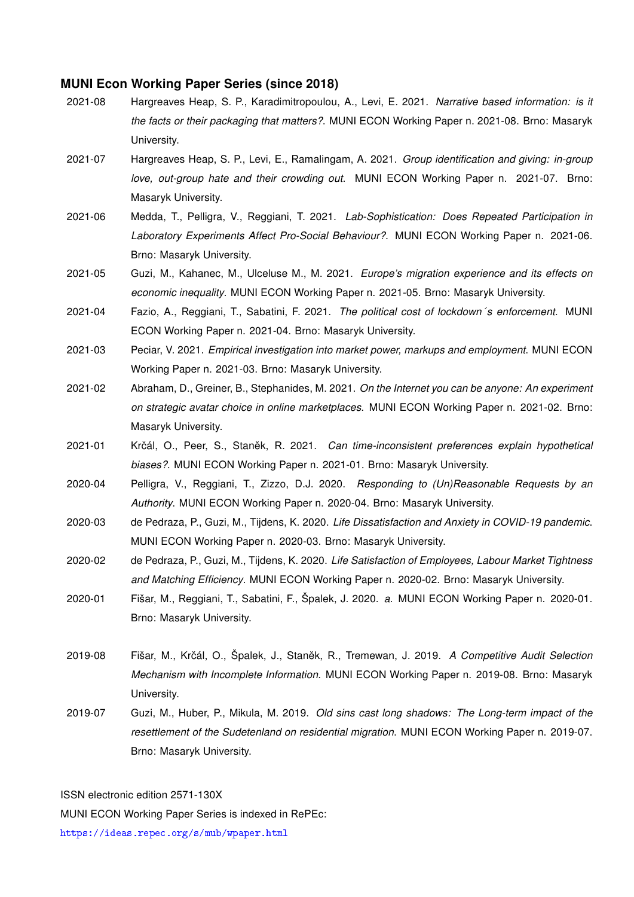### MUNI Econ Working Paper Series (since 2018)

2021-08 Hargreaves Heap, S. P., Karadimitropoulou, A., Levi, E. 2021. *Narrative based information: is it the facts or their packaging that matters?*. MUNI ECON Working Paper n. 2021-08. Brno: Masaryk University.

2021-07 Hargreaves Heap, S. P., Levi, E., Ramalingam, A. 2021. *Group identification and giving: in-group love, out-group hate and their crowding out*. MUNI ECON Working Paper n. 2021-07. Brno: Masaryk University.

2021-06 Medda, T., Pelligra, V., Reggiani, T. 2021. *Lab-Sophistication: Does Repeated Participation in Laboratory Experiments Affect Pro-Social Behaviour?*. MUNI ECON Working Paper n. 2021-06. Brno: Masaryk University.

2021-05 Guzi, M., Kahanec, M., Ulceluse M., M. 2021. *Europe's migration experience and its effects on economic inequality*. MUNI ECON Working Paper n. 2021-05. Brno: Masaryk University.

2021-04 Fazio, A., Reggiani, T., Sabatini, F. 2021. *The political cost of lockdown´s enforcement*. MUNI ECON Working Paper n. 2021-04. Brno: Masaryk University.

2021-03 Peciar, V. 2021. *Empirical investigation into market power, markups and employment*. MUNI ECON Working Paper n. 2021-03. Brno: Masaryk University.

2021-02 Abraham, D., Greiner, B., Stephanides, M. 2021. *On the Internet you can be anyone: An experiment on strategic avatar choice in online marketplaces*. MUNI ECON Working Paper n. 2021-02. Brno: Masaryk University.

2021-01 Krčál, O., Peer, S., Staněk, R. 2021. *Can time-inconsistent preferences explain hypothetical biases?*. MUNI ECON Working Paper n. 2021-01. Brno: Masaryk University.

2020-04 Pelligra, V., Reggiani, T., Zizzo, D.J. 2020. *Responding to (Un)Reasonable Requests by an Authority*. MUNI ECON Working Paper n. 2020-04. Brno: Masaryk University.

2020-03 de Pedraza, P., Guzi, M., Tijdens, K. 2020. *Life Dissatisfaction and Anxiety in COVID-19 pandemic*. MUNI ECON Working Paper n. 2020-03. Brno: Masaryk University.

2020-02 de Pedraza, P., Guzi, M., Tijdens, K. 2020. *Life Satisfaction of Employees, Labour Market Tightness and Matching Efficiency*. MUNI ECON Working Paper n. 2020-02. Brno: Masaryk University.

2020-01 Fišar, M., Reggiani, T., Sabatini, F., Špalek, J. 2020. *a*. MUNI ECON Working Paper n. 2020-01. Brno: Masaryk University.

2019-08 Fišar, M., Krčál, O., Špalek, J., Staněk, R., Tremewan, J. 2019. *A Competitive Audit Selection Mechanism with Incomplete Information*. MUNI ECON Working Paper n. 2019-08. Brno: Masaryk University.

2019-07 Guzi, M., Huber, P., Mikula, M. 2019. *Old sins cast long shadows: The Long-term impact of the resettlement of the Sudetenland on residential migration*. MUNI ECON Working Paper n. 2019-07. Brno: Masaryk University.

ISSN electronic edition 2571-130X

MUNI ECON Working Paper Series is indexed in RePEc:

https://ideas.repec.org/s/mub/wpaper.html